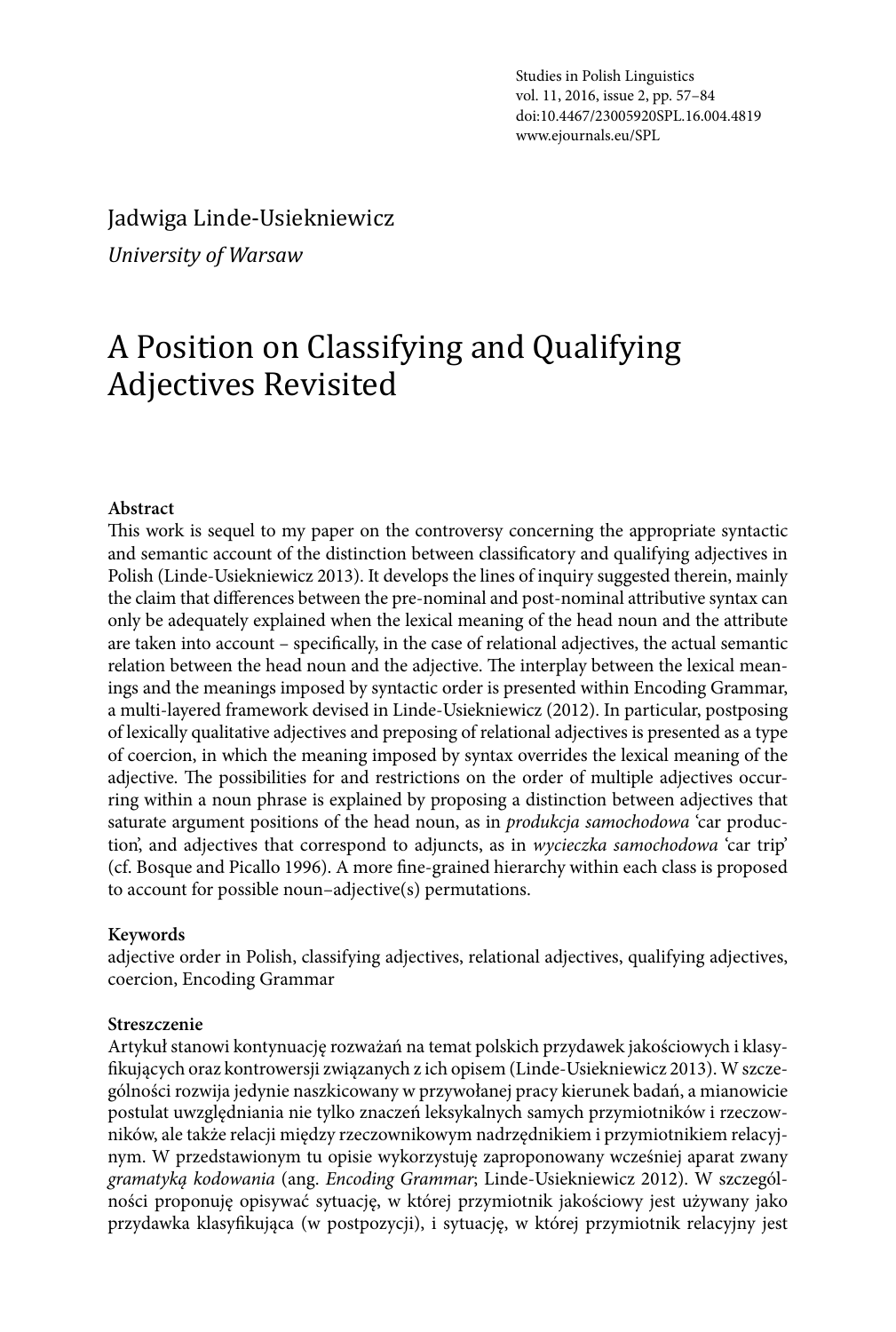Studies in Polish Linguistics
vol. 11, 2016, issue 2, pp. 57–84
doi:10.4467/23005920SPL.16.004.4819
www.ejournals.eu/SPL

Jadwiga Linde-Usiekniewicz

*University of Warsaw*

# A Position on Classifying and Qualifying Adjectives Revisited

**Abstract**

This work is sequel to my paper on the controversy concerning the appropriate syntactic and semantic account of the distinction between classificatory and qualifying adjectives in Polish (Linde-Usiekniewicz 2013). It develops the lines of inquiry suggested therein, mainly the claim that differences between the pre-nominal and post-nominal attributive syntax can only be adequately explained when the lexical meaning of the head noun and the attribute are taken into account – specifically, in the case of relational adjectives, the actual semantic relation between the head noun and the adjective. The interplay between the lexical meanings and the meanings imposed by syntactic order is presented within Encoding Grammar, a multi-layered framework devised in Linde-Usiekniewicz (2012). In particular, postposing of lexically qualitative adjectives and preposing of relational adjectives is presented as a type of coercion, in which the meaning imposed by syntax overrides the lexical meaning of the adjective. The possibilities for and restrictions on the order of multiple adjectives occurring within a noun phrase is explained by proposing a distinction between adjectives that saturate argument positions of the head noun, as in *produkcja samochodowa* 'car production', and adjectives that correspond to adjuncts, as in *wycieczka samochodowa* 'car trip' (cf. Bosque and Picallo 1996). A more fine-grained hierarchy within each class is proposed to account for possible noun–adjective(s) permutations.

**Keywords**

adjective order in Polish, classifying adjectives, relational adjectives, qualifying adjectives, coercion, Encoding Grammar

**Streszczenie**

Artykuł stanowi kontynuację rozważań na temat polskich przydawek jakościowych i klasyfikujących oraz kontrowersji związanych z ich opisem (Linde-Usiekniewicz 2013). W szczególności rozwija jedynie naszkicowany w przywołanej pracy kierunek badań, a mianowicie postulat uwzględniania nie tylko znaczeń leksykalnych samych przymiotników i rzeczowników, ale także relacji między rzeczownikowym nadrzędnikiem i przymiotnikiem relacyjnym. W przedstawionym tu opisie wykorzystuję zaproponowany wcześniej aparat zwany *gramatyką kodowania* (ang. *Encoding Grammar*; Linde-Usiekniewicz 2012). W szczególności proponuję opisywać sytuację, w której przymiotnik jakościowy jest używany jako przydawka klasyfikująca (w postpozycji), i sytuację, w której przymiotnik relacyjny jest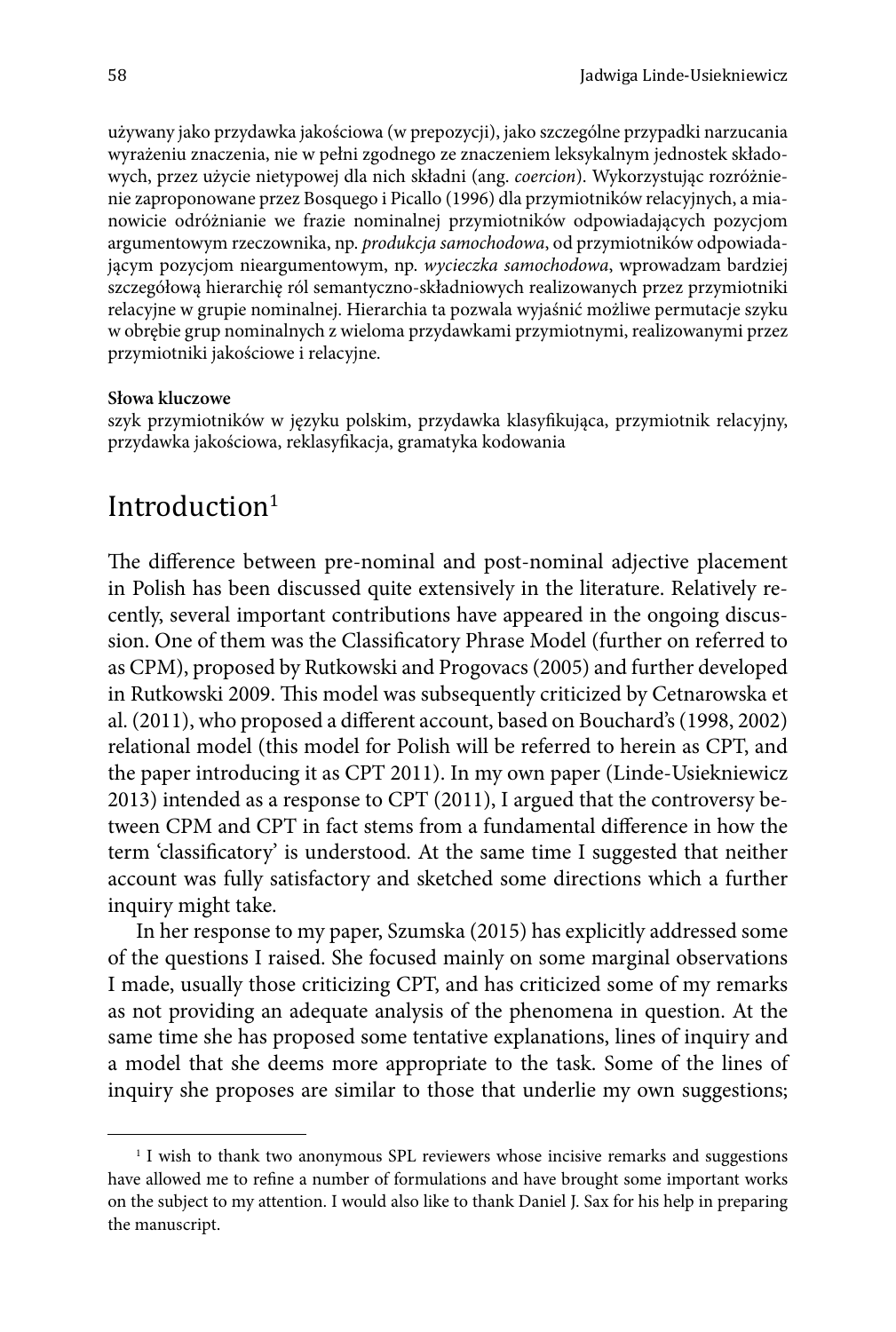używany jako przydawka jakościowa (w prepozycji), jako szczególne przypadki narzucania wyrażeniu znaczenia, nie w pełni zgodnego ze znaczeniem leksykalnym jednostek składowych, przez użycie nietypowej dla nich składni (ang. *coercion*). Wykorzystując rozróżnienie zaproponowane przez Bosquego i Picallo (1996) dla przymiotników relacyjnych, a mianowicie odróżnianie we frazie nominalnej przymiotników odpowiadających pozycjom argumentowym rzeczownika, np. *produkcja samochodowa*, od przymiotników odpowiadającym pozycjom nieargumentowym, np. *wycieczka samochodowa*, wprowadzam bardziej szczegółową hierarchię ról semantyczno-składniowych realizowanych przez przymiotniki relacyjne w grupie nominalnej. Hierarchia ta pozwala wyjaśnić możliwe permutacje szyku w obrębie grup nominalnych z wieloma przydawkami przymiotnymi, realizowanymi przez przymiotniki jakościowe i relacyjne.

**Słowa kluczowe**

szyk przymiotników w języku polskim, przydawka klasyfikująca, przymiotnik relacyjny, przydawka jakościowa, reklasyfikacja, gramatyka kodowania

## Introduction[1]

The difference between pre-nominal and post-nominal adjective placement in Polish has been discussed quite extensively in the literature. Relatively recently, several important contributions have appeared in the ongoing discussion. One of them was the Classificatory Phrase Model (further on referred to as CPM), proposed by Rutkowski and Progovacs (2005) and further developed in Rutkowski 2009. This model was subsequently criticized by Cetnarowska et al. (2011), who proposed a different account, based on Bouchard's (1998, 2002) relational model (this model for Polish will be referred to herein as CPT, and the paper introducing it as CPT 2011). In my own paper (Linde-Usiekniewicz 2013) intended as a response to CPT (2011), I argued that the controversy between CPM and CPT in fact stems from a fundamental difference in how the term 'classificatory' is understood. At the same time I suggested that neither account was fully satisfactory and sketched some directions which a further inquiry might take.

In her response to my paper, Szumska (2015) has explicitly addressed some of the questions I raised. She focused mainly on some marginal observations I made, usually those criticizing CPT, and has criticized some of my remarks as not providing an adequate analysis of the phenomena in question. At the same time she has proposed some tentative explanations, lines of inquiry and a model that she deems more appropriate to the task. Some of the lines of inquiry she proposes are similar to those that underlie my own suggestions;

---

[1] I wish to thank two anonymous SPL reviewers whose incisive remarks and suggestions have allowed me to refine a number of formulations and have brought some important works on the subject to my attention. I would also like to thank Daniel J. Sax for his help in preparing the manuscript.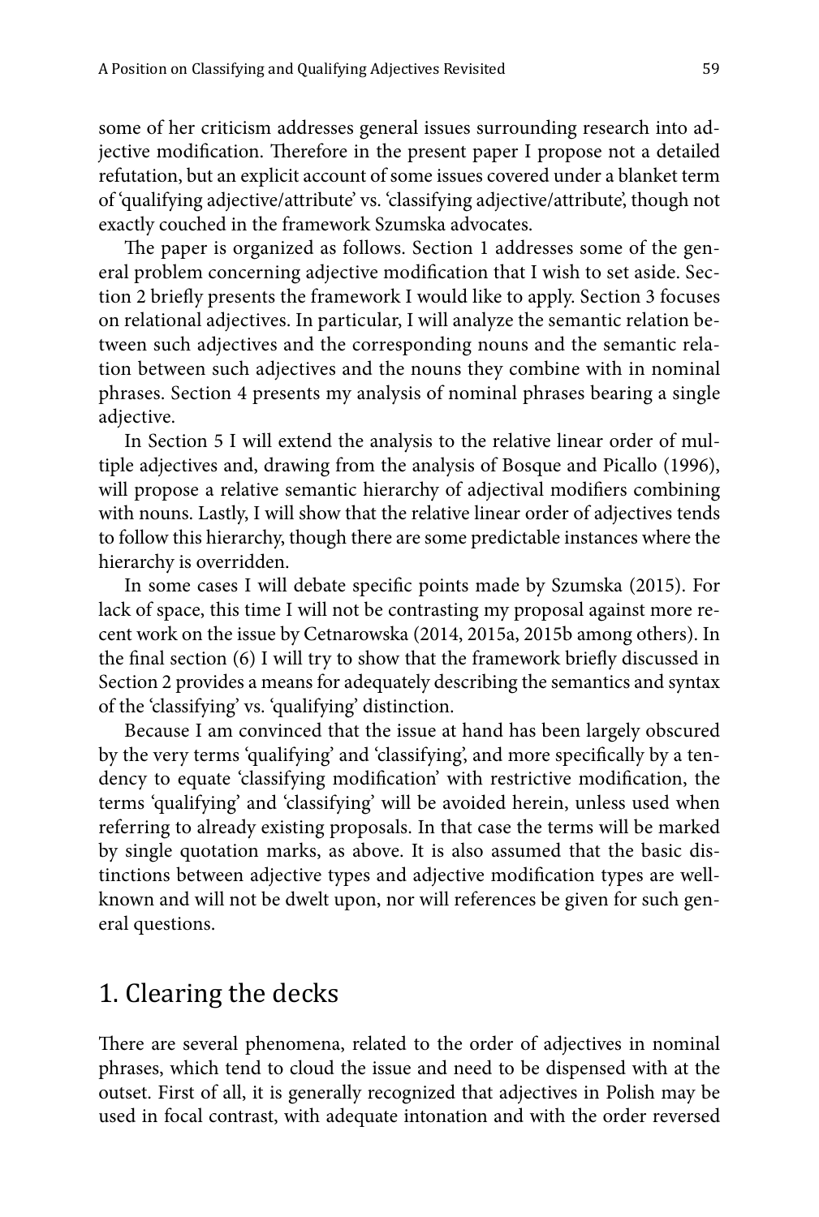some of her criticism addresses general issues surrounding research into adjective modification. Therefore in the present paper I propose not a detailed refutation, but an explicit account of some issues covered under a blanket term of 'qualifying adjective/attribute' vs. 'classifying adjective/attribute', though not exactly couched in the framework Szumska advocates.

The paper is organized as follows. Section 1 addresses some of the general problem concerning adjective modification that I wish to set aside. Section 2 briefly presents the framework I would like to apply. Section 3 focuses on relational adjectives. In particular, I will analyze the semantic relation between such adjectives and the corresponding nouns and the semantic relation between such adjectives and the nouns they combine with in nominal phrases. Section 4 presents my analysis of nominal phrases bearing a single adjective.

In Section 5 I will extend the analysis to the relative linear order of multiple adjectives and, drawing from the analysis of Bosque and Picallo (1996), will propose a relative semantic hierarchy of adjectival modifiers combining with nouns. Lastly, I will show that the relative linear order of adjectives tends to follow this hierarchy, though there are some predictable instances where the hierarchy is overridden.

In some cases I will debate specific points made by Szumska (2015). For lack of space, this time I will not be contrasting my proposal against more recent work on the issue by Cetnarowska (2014, 2015a, 2015b among others). In the final section (6) I will try to show that the framework briefly discussed in Section 2 provides a means for adequately describing the semantics and syntax of the 'classifying' vs. 'qualifying' distinction.

Because I am convinced that the issue at hand has been largely obscured by the very terms 'qualifying' and 'classifying', and more specifically by a tendency to equate 'classifying modification' with restrictive modification, the terms 'qualifying' and 'classifying' will be avoided herein, unless used when referring to already existing proposals. In that case the terms will be marked by single quotation marks, as above. It is also assumed that the basic distinctions between adjective types and adjective modification types are well-known and will not be dwelt upon, nor will references be given for such general questions.

## 1. Clearing the decks

There are several phenomena, related to the order of adjectives in nominal phrases, which tend to cloud the issue and need to be dispensed with at the outset. First of all, it is generally recognized that adjectives in Polish may be used in focal contrast, with adequate intonation and with the order reversed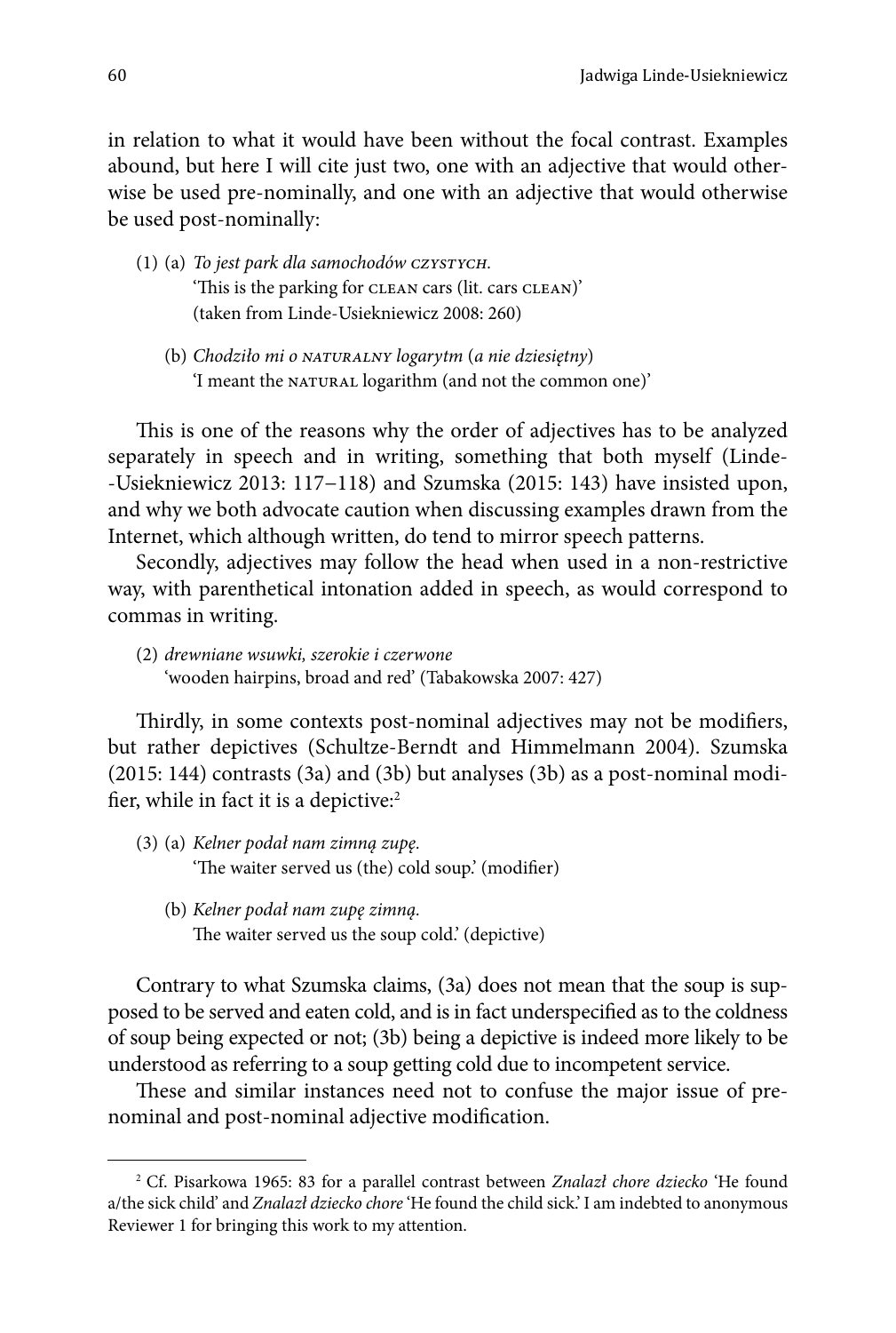in relation to what it would have been without the focal contrast. Examples abound, but here I will cite just two, one with an adjective that would otherwise be used pre-nominally, and one with an adjective that would otherwise be used post-nominally:

(1) (a) *To jest park dla samochodów* CZYSTYCH.
'This is the parking for CLEAN cars (lit. cars CLEAN)'
(taken from Linde-Usiekniewicz 2008: 260)

(b) *Chodziło mi o* NATURALNY *logarytm* (*a nie dziesiętny*)
'I meant the NATURAL logarithm (and not the common one)'

This is one of the reasons why the order of adjectives has to be analyzed separately in speech and in writing, something that both myself (Linde--Usiekniewicz 2013: 117–118) and Szumska (2015: 143) have insisted upon, and why we both advocate caution when discussing examples drawn from the Internet, which although written, do tend to mirror speech patterns.

Secondly, adjectives may follow the head when used in a non-restrictive way, with parenthetical intonation added in speech, as would correspond to commas in writing.

(2) *drewniane wsuwki, szerokie i czerwone*
'wooden hairpins, broad and red' (Tabakowska 2007: 427)

Thirdly, in some contexts post-nominal adjectives may not be modifiers, but rather depictives (Schultze-Berndt and Himmelmann 2004). Szumska (2015: 144) contrasts (3a) and (3b) but analyses (3b) as a post-nominal modifier, while in fact it is a depictive:[2]

(3) (a) *Kelner podał nam zimną zupę.*
'The waiter served us (the) cold soup.' (modifier)

(b) *Kelner podał nam zupę zimną.*
The waiter served us the soup cold.' (depictive)

Contrary to what Szumska claims, (3a) does not mean that the soup is supposed to be served and eaten cold, and is in fact underspecified as to the coldness of soup being expected or not; (3b) being a depictive is indeed more likely to be understood as referring to a soup getting cold due to incompetent service.

These and similar instances need not to confuse the major issue of pre-nominal and post-nominal adjective modification.

[2] Cf. Pisarkowa 1965: 83 for a parallel contrast between *Znalazł chore dziecko* 'He found a/the sick child' and *Znalazł dziecko chore* 'He found the child sick.' I am indebted to anonymous Reviewer 1 for bringing this work to my attention.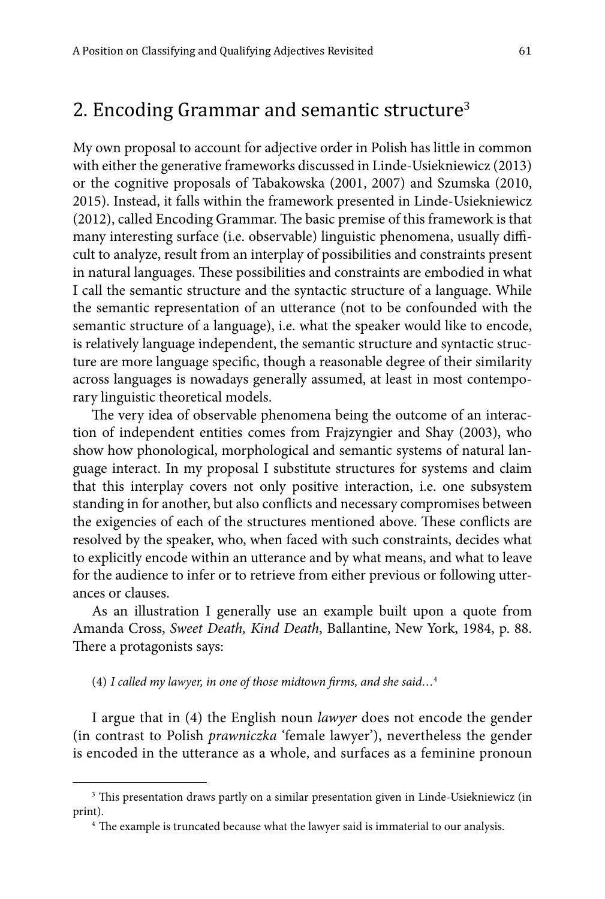## 2. Encoding Grammar and semantic structure[3]

My own proposal to account for adjective order in Polish has little in common with either the generative frameworks discussed in Linde-Usiekniewicz (2013) or the cognitive proposals of Tabakowska (2001, 2007) and Szumska (2010, 2015). Instead, it falls within the framework presented in Linde-Usiekniewicz (2012), called Encoding Grammar. The basic premise of this framework is that many interesting surface (i.e. observable) linguistic phenomena, usually difficult to analyze, result from an interplay of possibilities and constraints present in natural languages. These possibilities and constraints are embodied in what I call the semantic structure and the syntactic structure of a language. While the semantic representation of an utterance (not to be confounded with the semantic structure of a language), i.e. what the speaker would like to encode, is relatively language independent, the semantic structure and syntactic structure are more language specific, though a reasonable degree of their similarity across languages is nowadays generally assumed, at least in most contemporary linguistic theoretical models.

The very idea of observable phenomena being the outcome of an interaction of independent entities comes from Frajzyngier and Shay (2003), who show how phonological, morphological and semantic systems of natural language interact. In my proposal I substitute structures for systems and claim that this interplay covers not only positive interaction, i.e. one subsystem standing in for another, but also conflicts and necessary compromises between the exigencies of each of the structures mentioned above. These conflicts are resolved by the speaker, who, when faced with such constraints, decides what to explicitly encode within an utterance and by what means, and what to leave for the audience to infer or to retrieve from either previous or following utterances or clauses.

As an illustration I generally use an example built upon a quote from Amanda Cross, *Sweet Death, Kind Death*, Ballantine, New York, 1984, p. 88. There a protagonists says:

(4) *I called my lawyer, in one of those midtown firms, and she said…*[4]

I argue that in (4) the English noun *lawyer* does not encode the gender (in contrast to Polish *prawniczka* 'female lawyer'), nevertheless the gender is encoded in the utterance as a whole, and surfaces as a feminine pronoun

[3] This presentation draws partly on a similar presentation given in Linde-Usiekniewicz (in print).

[4] The example is truncated because what the lawyer said is immaterial to our analysis.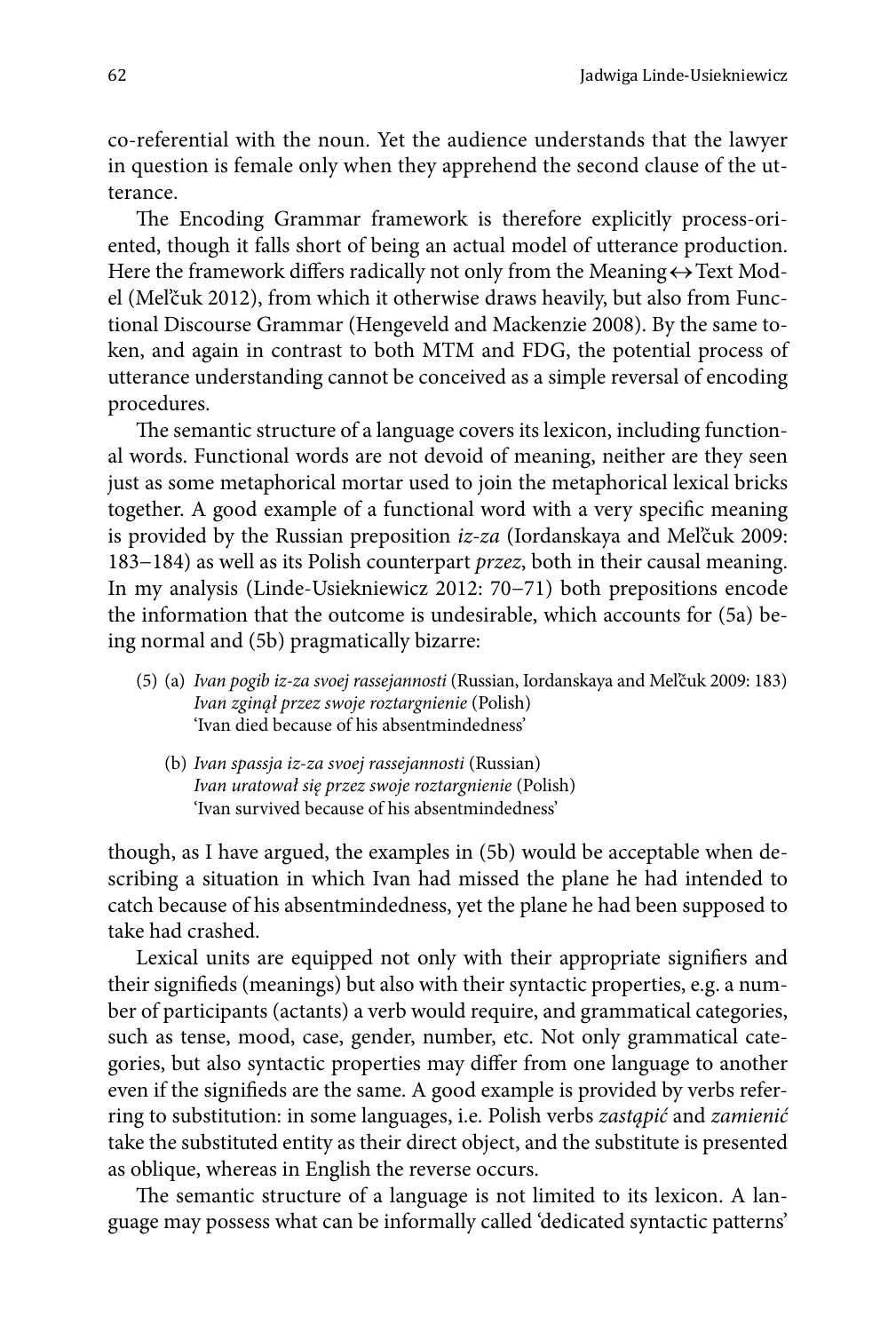co-referential with the noun. Yet the audience understands that the lawyer in question is female only when they apprehend the second clause of the utterance.

The Encoding Grammar framework is therefore explicitly process-oriented, though it falls short of being an actual model of utterance production. Here the framework differs radically not only from the Meaning↔Text Model (Mel'čuk 2012), from which it otherwise draws heavily, but also from Functional Discourse Grammar (Hengeveld and Mackenzie 2008). By the same token, and again in contrast to both MTM and FDG, the potential process of utterance understanding cannot be conceived as a simple reversal of encoding procedures.

The semantic structure of a language covers its lexicon, including functional words. Functional words are not devoid of meaning, neither are they seen just as some metaphorical mortar used to join the metaphorical lexical bricks together. A good example of a functional word with a very specific meaning is provided by the Russian preposition *iz-za* (Iordanskaya and Mel'čuk 2009: 183–184) as well as its Polish counterpart *przez*, both in their causal meaning. In my analysis (Linde-Usiekniewicz 2012: 70–71) both prepositions encode the information that the outcome is undesirable, which accounts for (5a) being normal and (5b) pragmatically bizarre:

(5) (a) *Ivan pogib iz-za svoej rassejannosti* (Russian, Iordanskaya and Mel'čuk 2009: 183)
*Ivan zginął przez swoje roztargnienie* (Polish)
'Ivan died because of his absentmindedness'

(b) *Ivan spassja iz-za svoej rassejannosti* (Russian)
*Ivan uratował się przez swoje roztargnienie* (Polish)
'Ivan survived because of his absentmindedness'

though, as I have argued, the examples in (5b) would be acceptable when describing a situation in which Ivan had missed the plane he had intended to catch because of his absentmindedness, yet the plane he had been supposed to take had crashed.

Lexical units are equipped not only with their appropriate signifiers and their signifieds (meanings) but also with their syntactic properties, e.g. a number of participants (actants) a verb would require, and grammatical categories, such as tense, mood, case, gender, number, etc. Not only grammatical categories, but also syntactic properties may differ from one language to another even if the signifieds are the same. A good example is provided by verbs referring to substitution: in some languages, i.e. Polish verbs *zastąpić* and *zamienić* take the substituted entity as their direct object, and the substitute is presented as oblique, whereas in English the reverse occurs.

The semantic structure of a language is not limited to its lexicon. A language may possess what can be informally called 'dedicated syntactic patterns'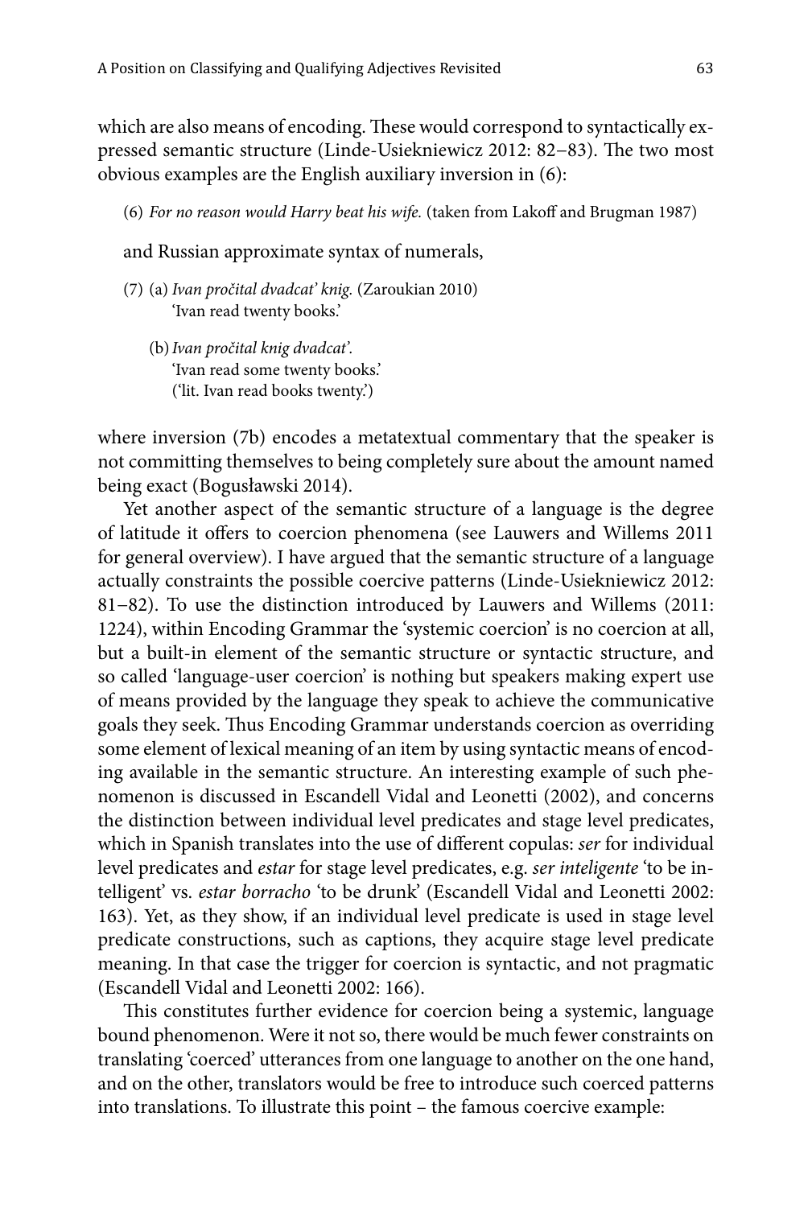which are also means of encoding. These would correspond to syntactically expressed semantic structure (Linde-Usiekniewicz 2012: 82–83). The two most obvious examples are the English auxiliary inversion in (6):

(6) *For no reason would Harry beat his wife.* (taken from Lakoff and Brugman 1987)

and Russian approximate syntax of numerals,

(7) (a) *Ivan pročital dvadcat' knig.* (Zaroukian 2010)
'Ivan read twenty books.'

(b) *Ivan pročital knig dvadcat'.*
'Ivan read some twenty books.'
('lit. Ivan read books twenty.')

where inversion (7b) encodes a metatextual commentary that the speaker is not committing themselves to being completely sure about the amount named being exact (Bogusławski 2014).

Yet another aspect of the semantic structure of a language is the degree of latitude it offers to coercion phenomena (see Lauwers and Willems 2011 for general overview). I have argued that the semantic structure of a language actually constraints the possible coercive patterns (Linde-Usiekniewicz 2012: 81–82). To use the distinction introduced by Lauwers and Willems (2011: 1224), within Encoding Grammar the 'systemic coercion' is no coercion at all, but a built-in element of the semantic structure or syntactic structure, and so called 'language-user coercion' is nothing but speakers making expert use of means provided by the language they speak to achieve the communicative goals they seek. Thus Encoding Grammar understands coercion as overriding some element of lexical meaning of an item by using syntactic means of encoding available in the semantic structure. An interesting example of such phenomenon is discussed in Escandell Vidal and Leonetti (2002), and concerns the distinction between individual level predicates and stage level predicates, which in Spanish translates into the use of different copulas: *ser* for individual level predicates and *estar* for stage level predicates, e.g. *ser inteligente* 'to be intelligent' vs. *estar borracho* 'to be drunk' (Escandell Vidal and Leonetti 2002: 163). Yet, as they show, if an individual level predicate is used in stage level predicate constructions, such as captions, they acquire stage level predicate meaning. In that case the trigger for coercion is syntactic, and not pragmatic (Escandell Vidal and Leonetti 2002: 166).

This constitutes further evidence for coercion being a systemic, language bound phenomenon. Were it not so, there would be much fewer constraints on translating 'coerced' utterances from one language to another on the one hand, and on the other, translators would be free to introduce such coerced patterns into translations. To illustrate this point – the famous coercive example: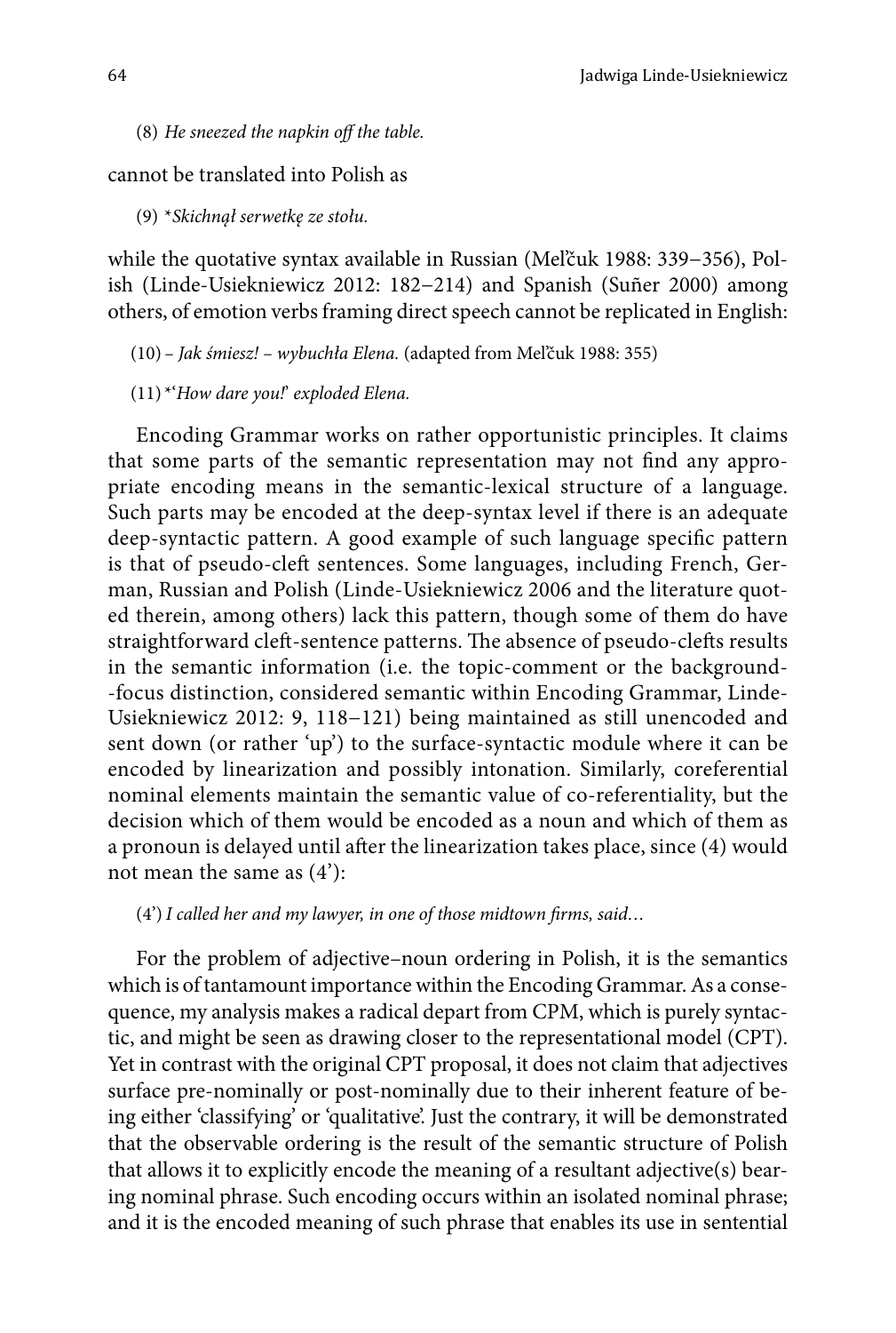(8) *He sneezed the napkin off the table.*

cannot be translated into Polish as

(9) **Skichnął serwetkę ze stołu.*

while the quotative syntax available in Russian (Mel'čuk 1988: 339–356), Polish (Linde-Usiekniewicz 2012: 182–214) and Spanish (Suñer 2000) among others, of emotion verbs framing direct speech cannot be replicated in English:

(10) – *Jak śmiesz! – wybuchła Elena.* (adapted from Mel'čuk 1988: 355)

(11) *'*How dare you!' exploded Elena.*

Encoding Grammar works on rather opportunistic principles. It claims that some parts of the semantic representation may not find any appropriate encoding means in the semantic-lexical structure of a language. Such parts may be encoded at the deep-syntax level if there is an adequate deep-syntactic pattern. A good example of such language specific pattern is that of pseudo-cleft sentences. Some languages, including French, German, Russian and Polish (Linde-Usiekniewicz 2006 and the literature quoted therein, among others) lack this pattern, though some of them do have straightforward cleft-sentence patterns. The absence of pseudo-clefts results in the semantic information (i.e. the topic-comment or the background--focus distinction, considered semantic within Encoding Grammar, Linde-Usiekniewicz 2012: 9, 118–121) being maintained as still unencoded and sent down (or rather 'up') to the surface-syntactic module where it can be encoded by linearization and possibly intonation. Similarly, coreferential nominal elements maintain the semantic value of co-referentiality, but the decision which of them would be encoded as a noun and which of them as a pronoun is delayed until after the linearization takes place, since (4) would not mean the same as (4'):

(4') *I called her and my lawyer, in one of those midtown firms, said…*

For the problem of adjective–noun ordering in Polish, it is the semantics which is of tantamount importance within the Encoding Grammar. As a consequence, my analysis makes a radical depart from CPM, which is purely syntactic, and might be seen as drawing closer to the representational model (CPT). Yet in contrast with the original CPT proposal, it does not claim that adjectives surface pre-nominally or post-nominally due to their inherent feature of being either 'classifying' or 'qualitative'. Just the contrary, it will be demonstrated that the observable ordering is the result of the semantic structure of Polish that allows it to explicitly encode the meaning of a resultant adjective(s) bearing nominal phrase. Such encoding occurs within an isolated nominal phrase; and it is the encoded meaning of such phrase that enables its use in sentential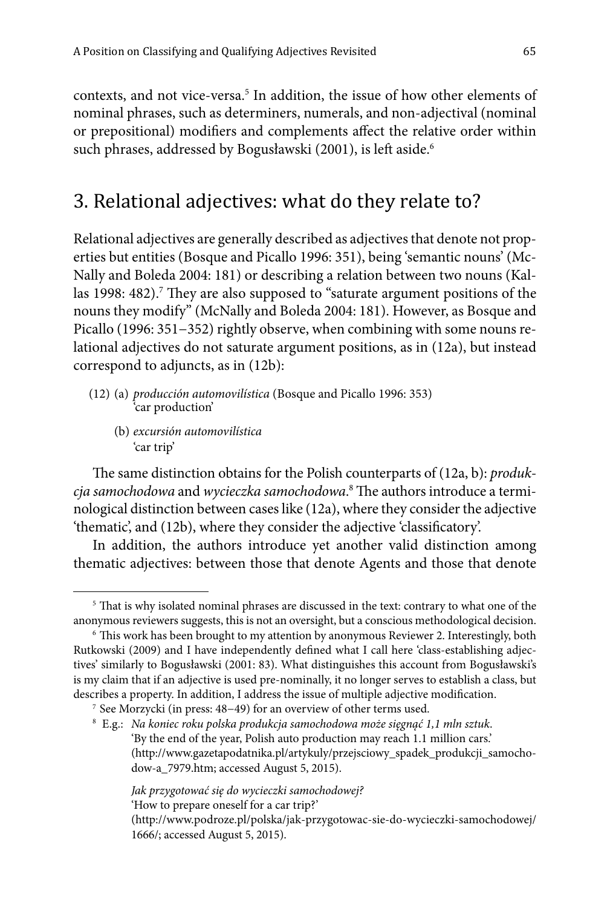contexts, and not vice-versa.[5] In addition, the issue of how other elements of nominal phrases, such as determiners, numerals, and non-adjectival (nominal or prepositional) modifiers and complements affect the relative order within such phrases, addressed by Bogusławski (2001), is left aside.[6]

## 3. Relational adjectives: what do they relate to?

Relational adjectives are generally described as adjectives that denote not properties but entities (Bosque and Picallo 1996: 351), being 'semantic nouns' (McNally and Boleda 2004: 181) or describing a relation between two nouns (Kallas 1998: 482).[7] They are also supposed to "saturate argument positions of the nouns they modify" (McNally and Boleda 2004: 181). However, as Bosque and Picallo (1996: 351–352) rightly observe, when combining with some nouns relational adjectives do not saturate argument positions, as in (12a), but instead correspond to adjuncts, as in (12b):

(12) (a) *producción automovilística* (Bosque and Picallo 1996: 353)
'car production'

(b) *excursión automovilística*
'car trip'

The same distinction obtains for the Polish counterparts of (12a, b): *produkcja samochodowa* and *wycieczka samochodowa*.[8] The authors introduce a terminological distinction between cases like (12a), where they consider the adjective 'thematic', and (12b), where they consider the adjective 'classificatory'.

In addition, the authors introduce yet another valid distinction among thematic adjectives: between those that denote Agents and those that denote

---

[5] That is why isolated nominal phrases are discussed in the text: contrary to what one of the anonymous reviewers suggests, this is not an oversight, but a conscious methodological decision.

[6] This work has been brought to my attention by anonymous Reviewer 2. Interestingly, both Rutkowski (2009) and I have independently defined what I call here 'class-establishing adjectives' similarly to Bogusławski (2001: 83). What distinguishes this account from Bogusławski's is my claim that if an adjective is used pre-nominally, it no longer serves to establish a class, but describes a property. In addition, I address the issue of multiple adjective modification.

[7] See Morzycki (in press: 48–49) for an overview of other terms used.

[8] E.g.: *Na koniec roku polska produkcja samochodowa może sięgnąć 1,1 mln sztuk.*
'By the end of the year, Polish auto production may reach 1.1 million cars.'
(http://www.gazetapodatnika.pl/artykuly/przejsciowy_spadek_produkcji_samochodow-a_7979.htm; accessed August 5, 2015).

*Jak przygotować się do wycieczki samochodowej?*
'How to prepare oneself for a car trip?'
(http://www.podroze.pl/polska/jak-przygotowac-sie-do-wycieczki-samochodowej/1666/; accessed August 5, 2015).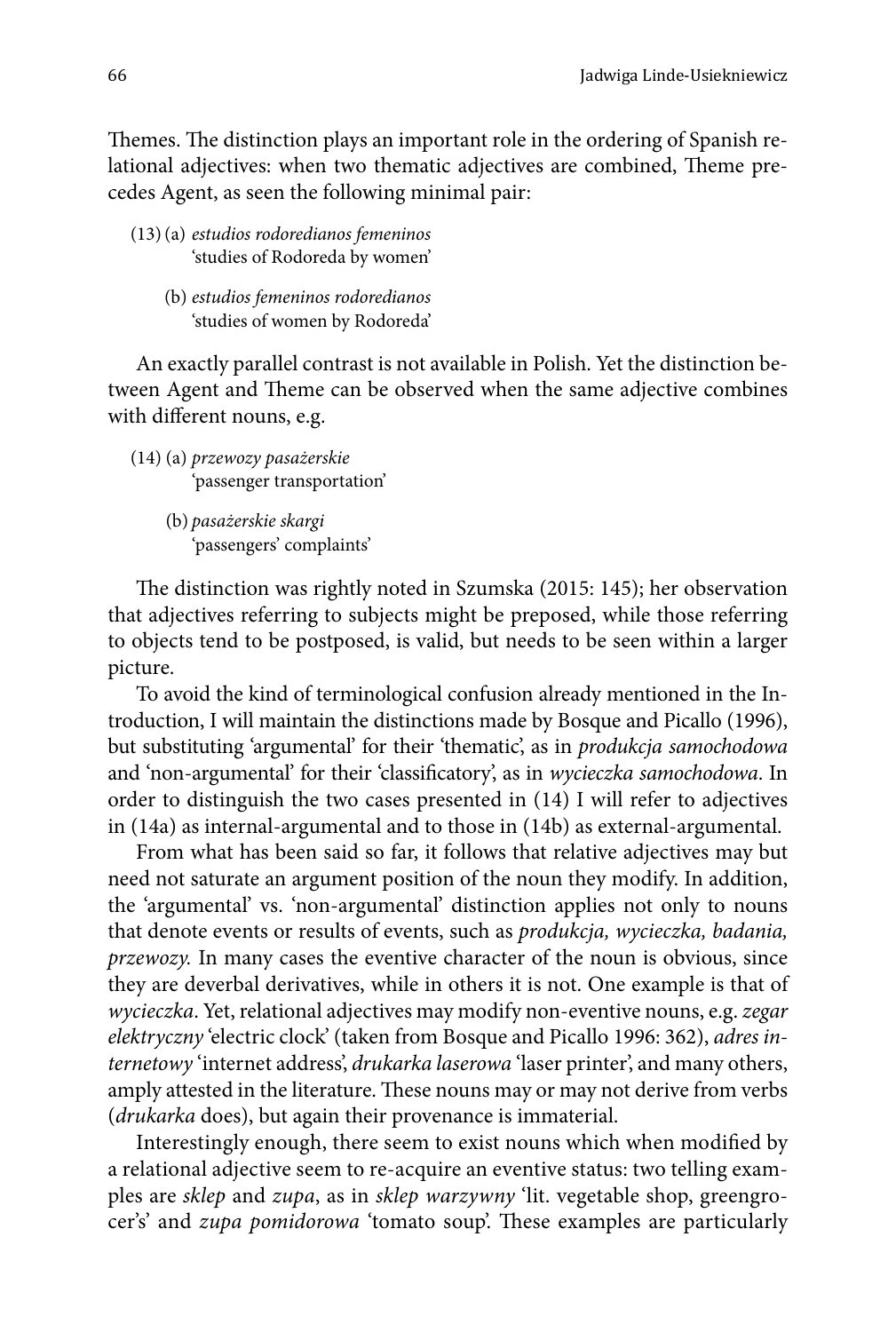Themes. The distinction plays an important role in the ordering of Spanish relational adjectives: when two thematic adjectives are combined, Theme precedes Agent, as seen the following minimal pair:

(13) (a) *estudios rodoredianos femeninos*
'studies of Rodoreda by women'

(b) *estudios femeninos rodoredianos*
'studies of women by Rodoreda'

An exactly parallel contrast is not available in Polish. Yet the distinction between Agent and Theme can be observed when the same adjective combines with different nouns, e.g.

(14) (a) *przewozy pasażerskie*
'passenger transportation'

(b) *pasażerskie skargi*
'passengers' complaints'

The distinction was rightly noted in Szumska (2015: 145); her observation that adjectives referring to subjects might be preposed, while those referring to objects tend to be postposed, is valid, but needs to be seen within a larger picture.

To avoid the kind of terminological confusion already mentioned in the Introduction, I will maintain the distinctions made by Bosque and Picallo (1996), but substituting 'argumental' for their 'thematic', as in *produkcja samochodowa* and 'non-argumental' for their 'classificatory', as in *wycieczka samochodowa*. In order to distinguish the two cases presented in (14) I will refer to adjectives in (14a) as internal-argumental and to those in (14b) as external-argumental.

From what has been said so far, it follows that relative adjectives may but need not saturate an argument position of the noun they modify. In addition, the 'argumental' vs. 'non-argumental' distinction applies not only to nouns that denote events or results of events, such as *produkcja, wycieczka, badania, przewozy.* In many cases the eventive character of the noun is obvious, since they are deverbal derivatives, while in others it is not. One example is that of *wycieczka*. Yet, relational adjectives may modify non-eventive nouns, e.g. *zegar elektryczny* 'electric clock' (taken from Bosque and Picallo 1996: 362), *adres internetowy* 'internet address', *drukarka laserowa* 'laser printer', and many others, amply attested in the literature. These nouns may or may not derive from verbs (*drukarka* does), but again their provenance is immaterial.

Interestingly enough, there seem to exist nouns which when modified by a relational adjective seem to re-acquire an eventive status: two telling examples are *sklep* and *zupa*, as in *sklep warzywny* 'lit. vegetable shop, greengrocer's' and *zupa pomidorowa* 'tomato soup'. These examples are particularly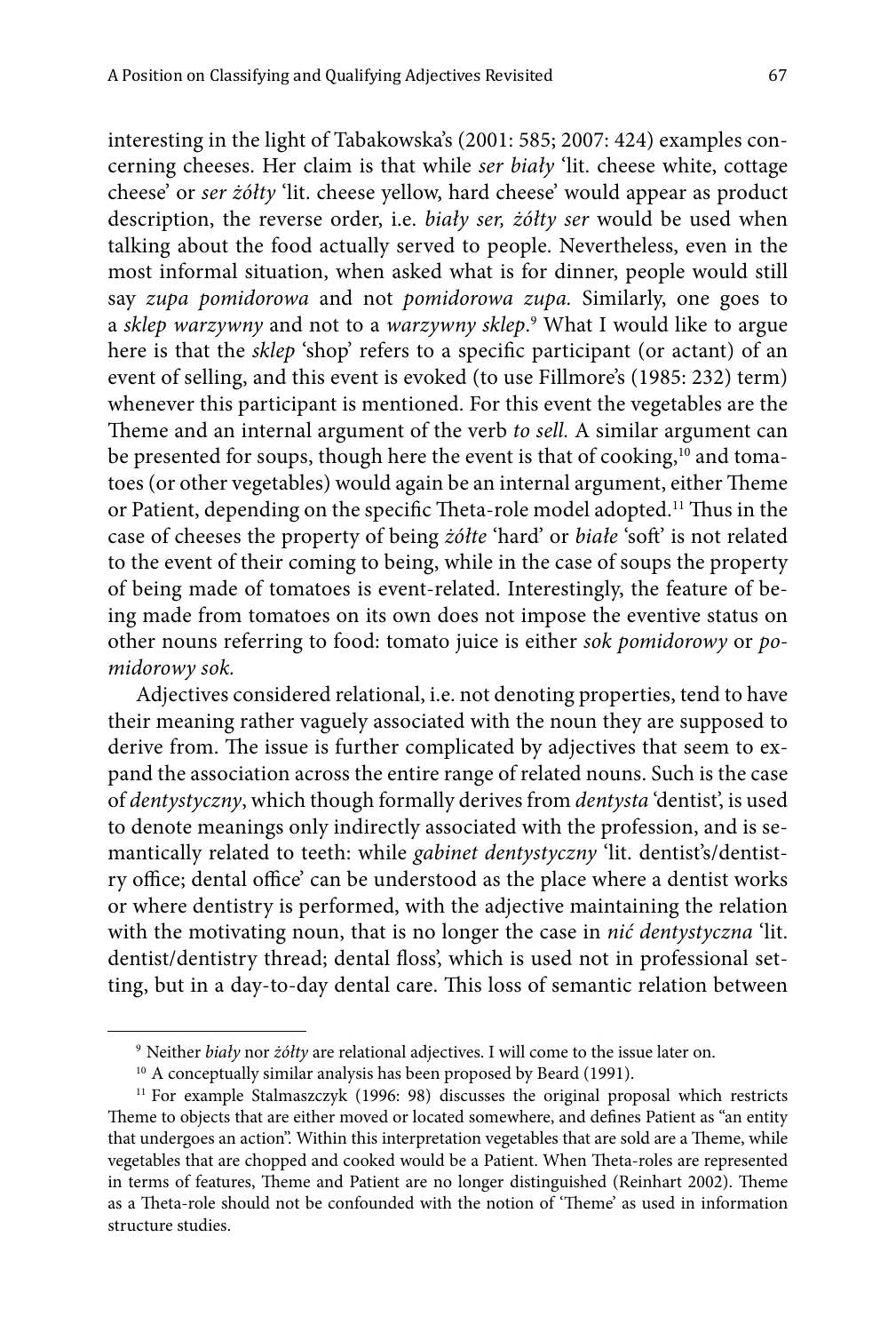interesting in the light of Tabakowska's (2001: 585; 2007: 424) examples concerning cheeses. Her claim is that while *ser biały* 'lit. cheese white, cottage cheese' or *ser żółty* 'lit. cheese yellow, hard cheese' would appear as product description, the reverse order, i.e. *biały ser, żółty ser* would be used when talking about the food actually served to people. Nevertheless, even in the most informal situation, when asked what is for dinner, people would still say *zupa pomidorowa* and not *pomidorowa zupa.* Similarly, one goes to a *sklep warzywny* and not to a *warzywny sklep*.[9] What I would like to argue here is that the *sklep* 'shop' refers to a specific participant (or actant) of an event of selling, and this event is evoked (to use Fillmore's (1985: 232) term) whenever this participant is mentioned. For this event the vegetables are the Theme and an internal argument of the verb *to sell.* A similar argument can be presented for soups, though here the event is that of cooking,[10] and tomatoes (or other vegetables) would again be an internal argument, either Theme or Patient, depending on the specific Theta-role model adopted.[11] Thus in the case of cheeses the property of being *żółte* 'hard' or *białe* 'soft' is not related to the event of their coming to being, while in the case of soups the property of being made of tomatoes is event-related. Interestingly, the feature of being made from tomatoes on its own does not impose the eventive status on other nouns referring to food: tomato juice is either *sok pomidorowy* or *pomidorowy sok.*

Adjectives considered relational, i.e. not denoting properties, tend to have their meaning rather vaguely associated with the noun they are supposed to derive from. The issue is further complicated by adjectives that seem to expand the association across the entire range of related nouns. Such is the case of *dentystyczny*, which though formally derives from *dentysta* 'dentist', is used to denote meanings only indirectly associated with the profession, and is semantically related to teeth: while *gabinet dentystyczny* 'lit. dentist's/dentistry office; dental office' can be understood as the place where a dentist works or where dentistry is performed, with the adjective maintaining the relation with the motivating noun, that is no longer the case in *nić dentystyczna* 'lit. dentist/dentistry thread; dental floss', which is used not in professional setting, but in a day-to-day dental care. This loss of semantic relation between

---

[9] Neither *biały* nor *żółty* are relational adjectives. I will come to the issue later on.

[10] A conceptually similar analysis has been proposed by Beard (1991).

[11] For example Stalmaszczyk (1996: 98) discusses the original proposal which restricts Theme to objects that are either moved or located somewhere, and defines Patient as "an entity that undergoes an action". Within this interpretation vegetables that are sold are a Theme, while vegetables that are chopped and cooked would be a Patient. When Theta-roles are represented in terms of features, Theme and Patient are no longer distinguished (Reinhart 2002). Theme as a Theta-role should not be confounded with the notion of 'Theme' as used in information structure studies.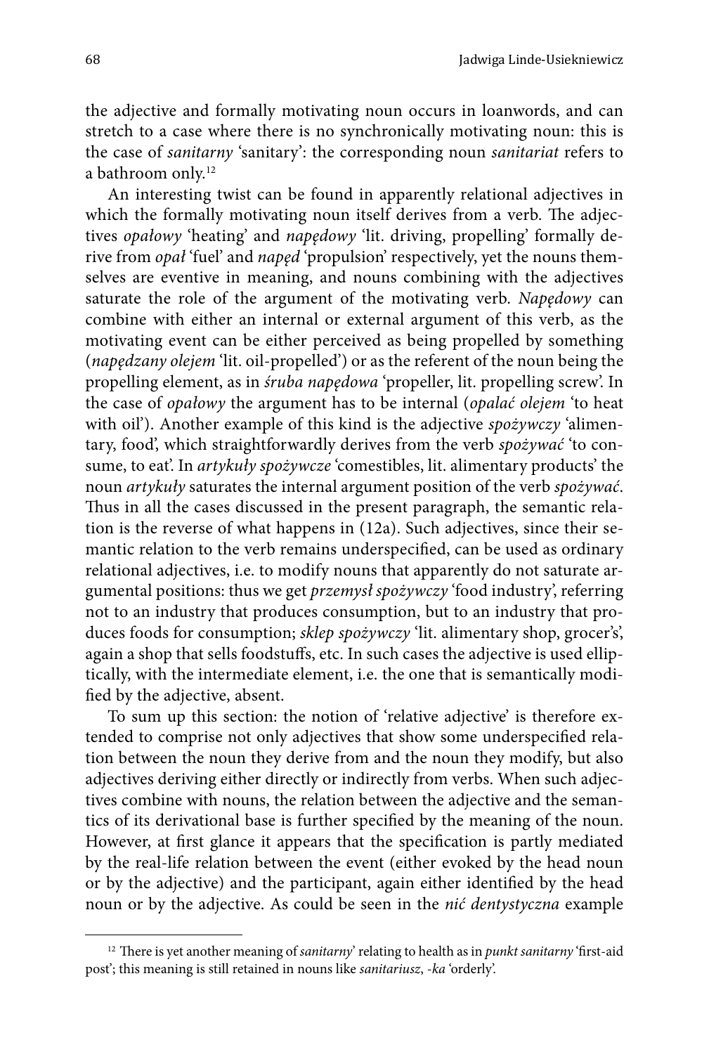the adjective and formally motivating noun occurs in loanwords, and can stretch to a case where there is no synchronically motivating noun: this is the case of *sanitarny* 'sanitary': the corresponding noun *sanitariat* refers to a bathroom only.[12]

An interesting twist can be found in apparently relational adjectives in which the formally motivating noun itself derives from a verb. The adjectives *opałowy* 'heating' and *napędowy* 'lit. driving, propelling' formally derive from *opał* 'fuel' and *napęd* 'propulsion' respectively, yet the nouns themselves are eventive in meaning, and nouns combining with the adjectives saturate the role of the argument of the motivating verb. *Napędowy* can combine with either an internal or external argument of this verb, as the motivating event can be either perceived as being propelled by something (*napędzany olejem* 'lit. oil-propelled') or as the referent of the noun being the propelling element, as in *śruba napędowa* 'propeller, lit. propelling screw'. In the case of *opałowy* the argument has to be internal (*opalać olejem* 'to heat with oil'). Another example of this kind is the adjective *spożywczy* 'alimentary, food', which straightforwardly derives from the verb *spożywać* 'to consume, to eat'. In *artykuły spożywcze* 'comestibles, lit. alimentary products' the noun *artykuły* saturates the internal argument position of the verb *spożywać*. Thus in all the cases discussed in the present paragraph, the semantic relation is the reverse of what happens in (12a). Such adjectives, since their semantic relation to the verb remains underspecified, can be used as ordinary relational adjectives, i.e. to modify nouns that apparently do not saturate argumental positions: thus we get *przemysł spożywczy* 'food industry', referring not to an industry that produces consumption, but to an industry that produces foods for consumption; *sklep spożywczy* 'lit. alimentary shop, grocer's', again a shop that sells foodstuffs, etc. In such cases the adjective is used elliptically, with the intermediate element, i.e. the one that is semantically modified by the adjective, absent.

To sum up this section: the notion of 'relative adjective' is therefore extended to comprise not only adjectives that show some underspecified relation between the noun they derive from and the noun they modify, but also adjectives deriving either directly or indirectly from verbs. When such adjectives combine with nouns, the relation between the adjective and the semantics of its derivational base is further specified by the meaning of the noun. However, at first glance it appears that the specification is partly mediated by the real-life relation between the event (either evoked by the head noun or by the adjective) and the participant, again either identified by the head noun or by the adjective. As could be seen in the *nić dentystyczna* example

[12] There is yet another meaning of *sanitarny*' relating to health as in *punkt sanitarny* 'first-aid post'; this meaning is still retained in nouns like *sanitariusz*, *-ka* 'orderly'.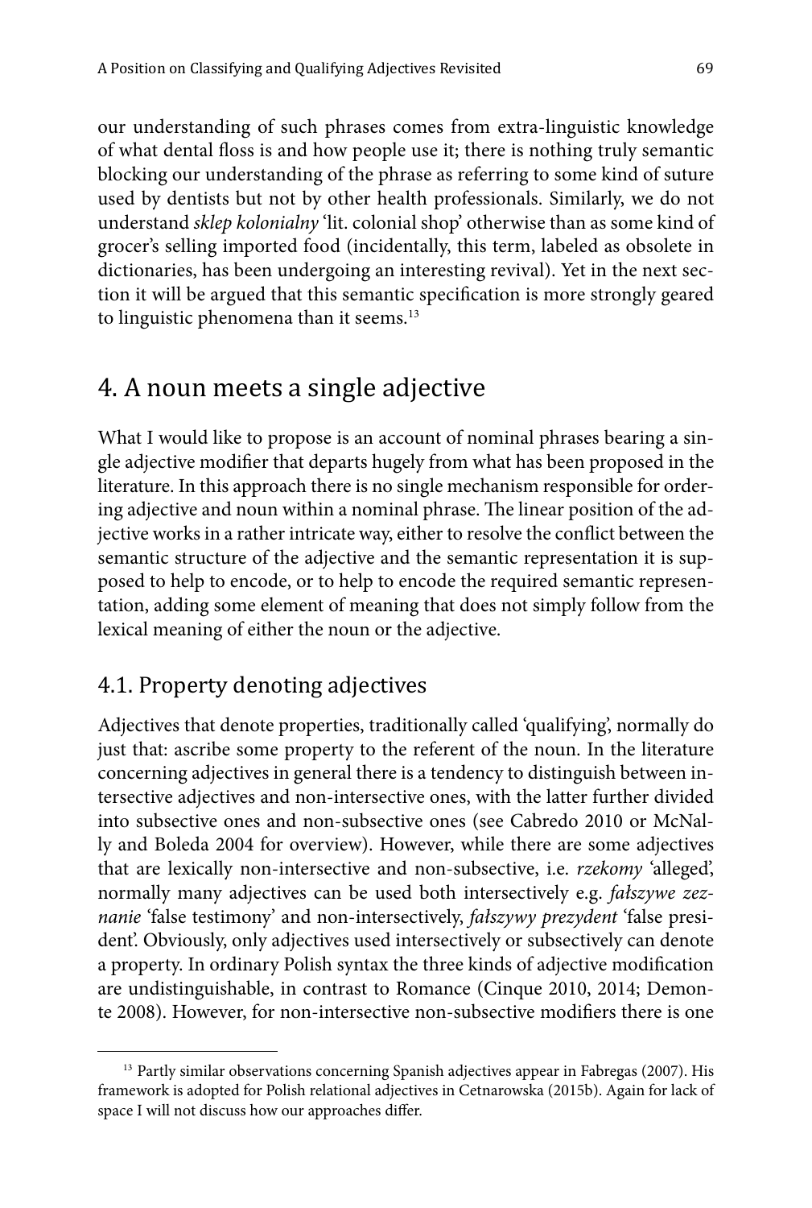our understanding of such phrases comes from extra-linguistic knowledge of what dental floss is and how people use it; there is nothing truly semantic blocking our understanding of the phrase as referring to some kind of suture used by dentists but not by other health professionals. Similarly, we do not understand *sklep kolonialny* 'lit. colonial shop' otherwise than as some kind of grocer's selling imported food (incidentally, this term, labeled as obsolete in dictionaries, has been undergoing an interesting revival). Yet in the next section it will be argued that this semantic specification is more strongly geared to linguistic phenomena than it seems.[13]

## 4. A noun meets a single adjective

What I would like to propose is an account of nominal phrases bearing a single adjective modifier that departs hugely from what has been proposed in the literature. In this approach there is no single mechanism responsible for ordering adjective and noun within a nominal phrase. The linear position of the adjective works in a rather intricate way, either to resolve the conflict between the semantic structure of the adjective and the semantic representation it is supposed to help to encode, or to help to encode the required semantic representation, adding some element of meaning that does not simply follow from the lexical meaning of either the noun or the adjective.

### 4.1. Property denoting adjectives

Adjectives that denote properties, traditionally called 'qualifying', normally do just that: ascribe some property to the referent of the noun. In the literature concerning adjectives in general there is a tendency to distinguish between intersective adjectives and non-intersective ones, with the latter further divided into subsective ones and non-subsective ones (see Cabredo 2010 or McNally and Boleda 2004 for overview). However, while there are some adjectives that are lexically non-intersective and non-subsective, i.e. *rzekomy* 'alleged', normally many adjectives can be used both intersectively e.g. *fałszywe zeznanie* 'false testimony' and non-intersectively, *fałszywy prezydent* 'false president'. Obviously, only adjectives used intersectively or subsectively can denote a property. In ordinary Polish syntax the three kinds of adjective modification are undistinguishable, in contrast to Romance (Cinque 2010, 2014; Demonte 2008). However, for non-intersective non-subsective modifiers there is one

---

[13] Partly similar observations concerning Spanish adjectives appear in Fabregas (2007). His framework is adopted for Polish relational adjectives in Cetnarowska (2015b). Again for lack of space I will not discuss how our approaches differ.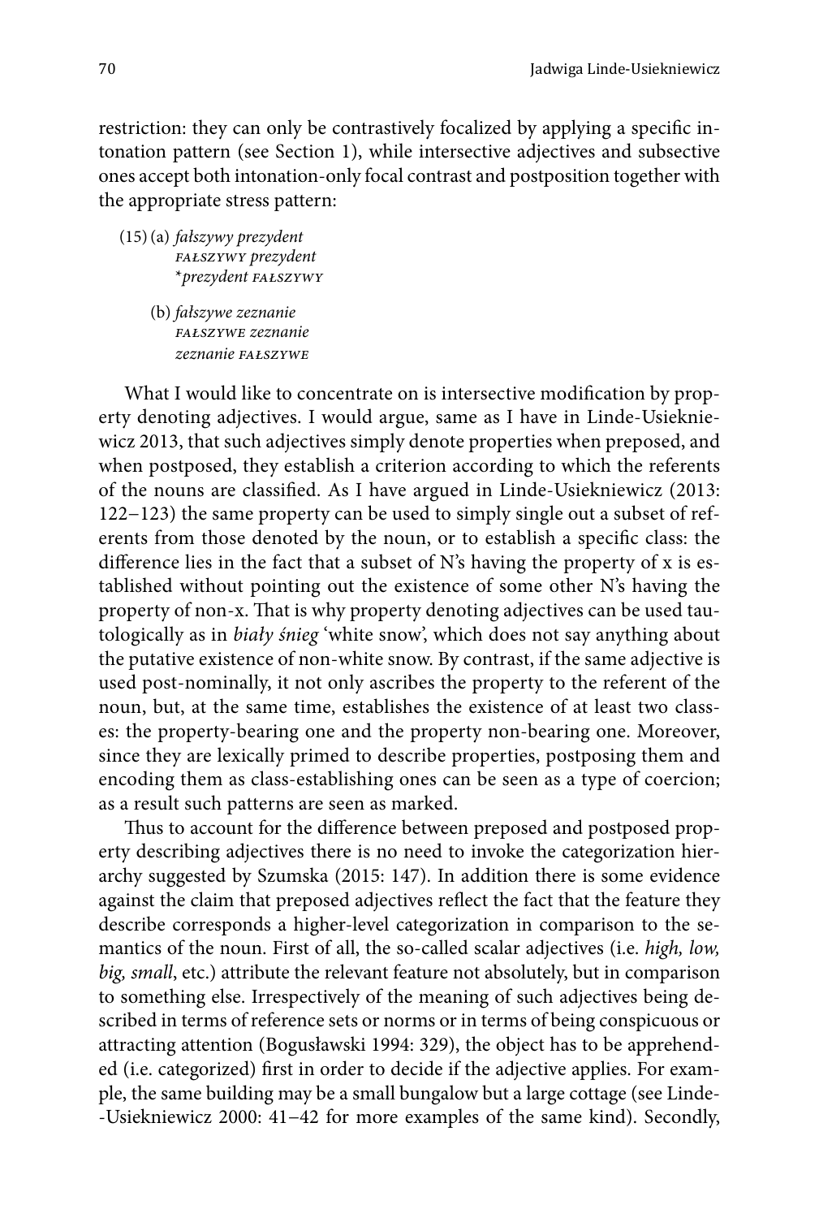restriction: they can only be contrastively focalized by applying a specific intonation pattern (see Section 1), while intersective adjectives and subsective ones accept both intonation-only focal contrast and postposition together with the appropriate stress pattern:

(15) (a) *fałszywy prezydent*
*FAŁSZYWY prezydent*
\**prezydent FAŁSZYWY*

(b) *fałszywe zeznanie*
*FAŁSZYWE zeznanie*
*zeznanie FAŁSZYWE*

What I would like to concentrate on is intersective modification by property denoting adjectives. I would argue, same as I have in Linde-Usiekniewicz 2013, that such adjectives simply denote properties when preposed, and when postposed, they establish a criterion according to which the referents of the nouns are classified. As I have argued in Linde-Usiekniewicz (2013: 122–123) the same property can be used to simply single out a subset of referents from those denoted by the noun, or to establish a specific class: the difference lies in the fact that a subset of N's having the property of x is established without pointing out the existence of some other N's having the property of non-x. That is why property denoting adjectives can be used tautologically as in *biały śnieg* 'white snow', which does not say anything about the putative existence of non-white snow. By contrast, if the same adjective is used post-nominally, it not only ascribes the property to the referent of the noun, but, at the same time, establishes the existence of at least two classes: the property-bearing one and the property non-bearing one. Moreover, since they are lexically primed to describe properties, postposing them and encoding them as class-establishing ones can be seen as a type of coercion; as a result such patterns are seen as marked.

Thus to account for the difference between preposed and postposed property describing adjectives there is no need to invoke the categorization hierarchy suggested by Szumska (2015: 147). In addition there is some evidence against the claim that preposed adjectives reflect the fact that the feature they describe corresponds a higher-level categorization in comparison to the semantics of the noun. First of all, the so-called scalar adjectives (i.e. *high, low, big, small*, etc.) attribute the relevant feature not absolutely, but in comparison to something else. Irrespectively of the meaning of such adjectives being described in terms of reference sets or norms or in terms of being conspicuous or attracting attention (Bogusławski 1994: 329), the object has to be apprehended (i.e. categorized) first in order to decide if the adjective applies. For example, the same building may be a small bungalow but a large cottage (see Linde-Usiekniewicz 2000: 41–42 for more examples of the same kind). Secondly,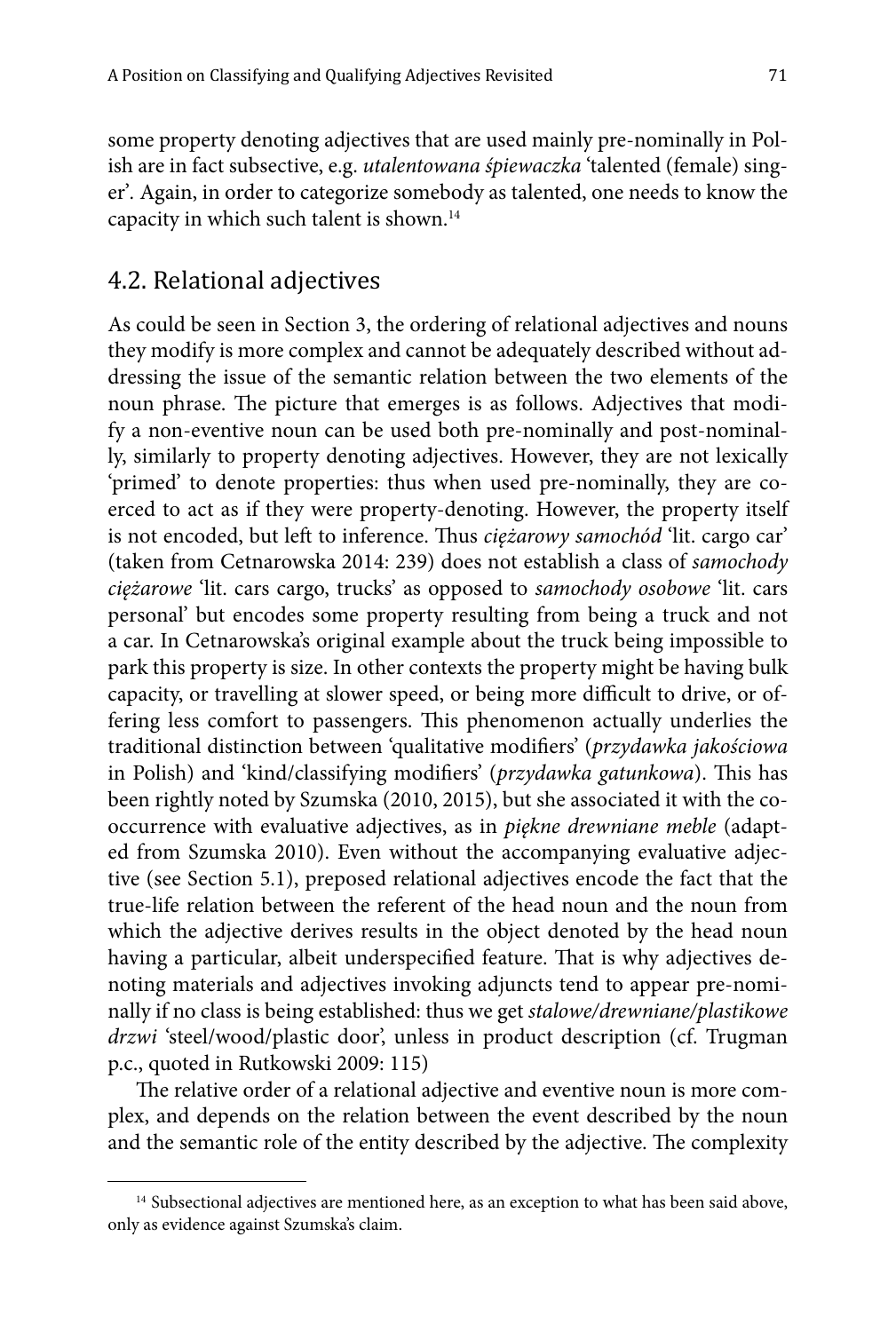some property denoting adjectives that are used mainly pre-nominally in Polish are in fact subsective, e.g. *utalentowana śpiewaczka* 'talented (female) singer'. Again, in order to categorize somebody as talented, one needs to know the capacity in which such talent is shown.[14]

## 4.2. Relational adjectives

As could be seen in Section 3, the ordering of relational adjectives and nouns they modify is more complex and cannot be adequately described without addressing the issue of the semantic relation between the two elements of the noun phrase. The picture that emerges is as follows. Adjectives that modify a non-eventive noun can be used both pre-nominally and post-nominally, similarly to property denoting adjectives. However, they are not lexically 'primed' to denote properties: thus when used pre-nominally, they are coerced to act as if they were property-denoting. However, the property itself is not encoded, but left to inference. Thus *ciężarowy samochód* 'lit. cargo car' (taken from Cetnarowska 2014: 239) does not establish a class of *samochody ciężarowe* 'lit. cars cargo, trucks' as opposed to *samochody osobowe* 'lit. cars personal' but encodes some property resulting from being a truck and not a car. In Cetnarowska's original example about the truck being impossible to park this property is size. In other contexts the property might be having bulk capacity, or travelling at slower speed, or being more difficult to drive, or offering less comfort to passengers. This phenomenon actually underlies the traditional distinction between 'qualitative modifiers' (*przydawka jakościowa* in Polish) and 'kind/classifying modifiers' (*przydawka gatunkowa*). This has been rightly noted by Szumska (2010, 2015), but she associated it with the co-occurrence with evaluative adjectives, as in *piękne drewniane meble* (adapted from Szumska 2010). Even without the accompanying evaluative adjective (see Section 5.1), preposed relational adjectives encode the fact that the true-life relation between the referent of the head noun and the noun from which the adjective derives results in the object denoted by the head noun having a particular, albeit underspecified feature. That is why adjectives denoting materials and adjectives invoking adjuncts tend to appear pre-nominally if no class is being established: thus we get *stalowe/drewniane/plastikowe drzwi* 'steel/wood/plastic door', unless in product description (cf. Trugman p.c., quoted in Rutkowski 2009: 115)

The relative order of a relational adjective and eventive noun is more complex, and depends on the relation between the event described by the noun and the semantic role of the entity described by the adjective. The complexity

---

[14] Subsectional adjectives are mentioned here, as an exception to what has been said above, only as evidence against Szumska's claim.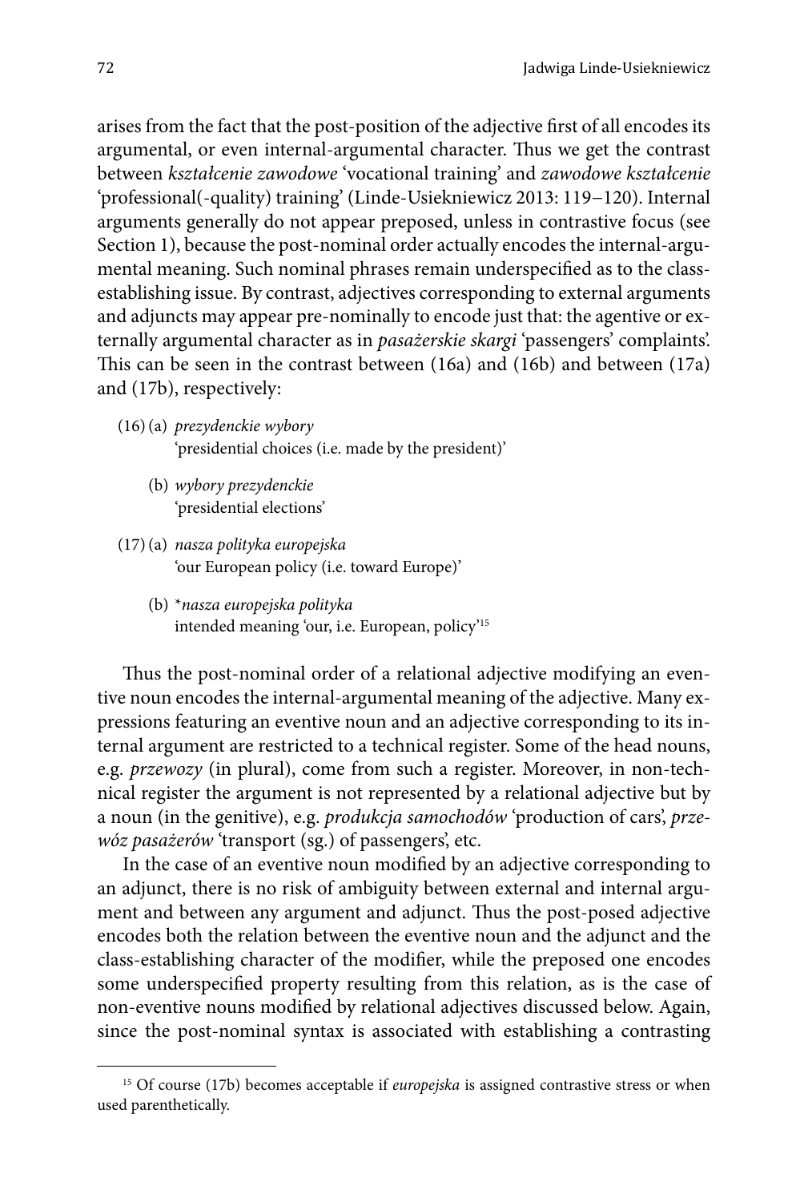arises from the fact that the post-position of the adjective first of all encodes its argumental, or even internal-argumental character. Thus we get the contrast between *kształcenie zawodowe* 'vocational training' and *zawodowe kształcenie* 'professional(-quality) training' (Linde-Usiekniewicz 2013: 119–120). Internal arguments generally do not appear preposed, unless in contrastive focus (see Section 1), because the post-nominal order actually encodes the internal-argumental meaning. Such nominal phrases remain underspecified as to the class-establishing issue. By contrast, adjectives corresponding to external arguments and adjuncts may appear pre-nominally to encode just that: the agentive or externally argumental character as in *pasażerskie skargi* 'passengers' complaints'. This can be seen in the contrast between (16a) and (16b) and between (17a) and (17b), respectively:

(16) (a) *prezydenckie wybory*
'presidential choices (i.e. made by the president)'

(b) *wybory prezydenckie*
'presidential elections'

(17) (a) *nasza polityka europejska*
'our European policy (i.e. toward Europe)'

(b) \**nasza europejska polityka*
intended meaning 'our, i.e. European, policy'[15]

Thus the post-nominal order of a relational adjective modifying an eventive noun encodes the internal-argumental meaning of the adjective. Many expressions featuring an eventive noun and an adjective corresponding to its internal argument are restricted to a technical register. Some of the head nouns, e.g. *przewozy* (in plural), come from such a register. Moreover, in non-technical register the argument is not represented by a relational adjective but by a noun (in the genitive), e.g. *produkcja samochodów* 'production of cars', *przewóz pasażerów* 'transport (sg.) of passengers', etc.

In the case of an eventive noun modified by an adjective corresponding to an adjunct, there is no risk of ambiguity between external and internal argument and between any argument and adjunct. Thus the post-posed adjective encodes both the relation between the eventive noun and the adjunct and the class-establishing character of the modifier, while the preposed one encodes some underspecified property resulting from this relation, as is the case of non-eventive nouns modified by relational adjectives discussed below. Again, since the post-nominal syntax is associated with establishing a contrasting

---

[15] Of course (17b) becomes acceptable if *europejska* is assigned contrastive stress or when used parenthetically.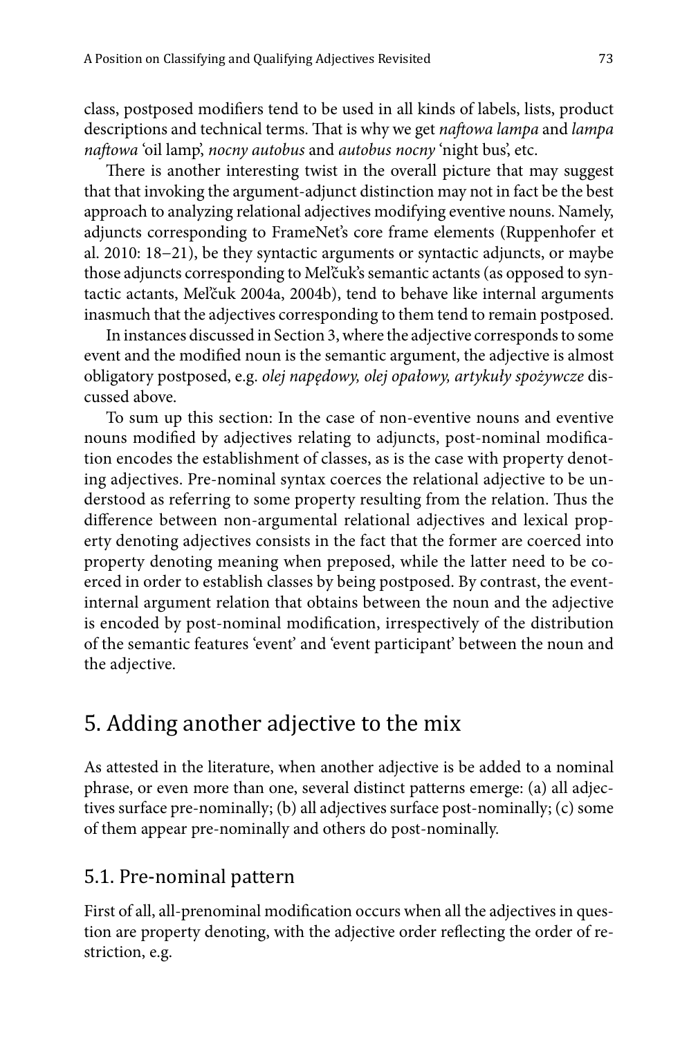class, postposed modifiers tend to be used in all kinds of labels, lists, product descriptions and technical terms. That is why we get *naftowa lampa* and *lampa naftowa* 'oil lamp', *nocny autobus* and *autobus nocny* 'night bus', etc.

There is another interesting twist in the overall picture that may suggest that that invoking the argument-adjunct distinction may not in fact be the best approach to analyzing relational adjectives modifying eventive nouns. Namely, adjuncts corresponding to FrameNet's core frame elements (Ruppenhofer et al. 2010: 18–21), be they syntactic arguments or syntactic adjuncts, or maybe those adjuncts corresponding to Mel'čuk's semantic actants (as opposed to syntactic actants, Mel'čuk 2004a, 2004b), tend to behave like internal arguments inasmuch that the adjectives corresponding to them tend to remain postposed.

In instances discussed in Section 3, where the adjective corresponds to some event and the modified noun is the semantic argument, the adjective is almost obligatory postposed, e.g. *olej napędowy, olej opałowy, artykuły spożywcze* discussed above.

To sum up this section: In the case of non-eventive nouns and eventive nouns modified by adjectives relating to adjuncts, post-nominal modification encodes the establishment of classes, as is the case with property denoting adjectives. Pre-nominal syntax coerces the relational adjective to be understood as referring to some property resulting from the relation. Thus the difference between non-argumental relational adjectives and lexical property denoting adjectives consists in the fact that the former are coerced into property denoting meaning when preposed, while the latter need to be coerced in order to establish classes by being postposed. By contrast, the event-internal argument relation that obtains between the noun and the adjective is encoded by post-nominal modification, irrespectively of the distribution of the semantic features 'event' and 'event participant' between the noun and the adjective.

## 5. Adding another adjective to the mix

As attested in the literature, when another adjective is be added to a nominal phrase, or even more than one, several distinct patterns emerge: (a) all adjectives surface pre-nominally; (b) all adjectives surface post-nominally; (c) some of them appear pre-nominally and others do post-nominally.

### 5.1. Pre-nominal pattern

First of all, all-prenominal modification occurs when all the adjectives in question are property denoting, with the adjective order reflecting the order of restriction, e.g.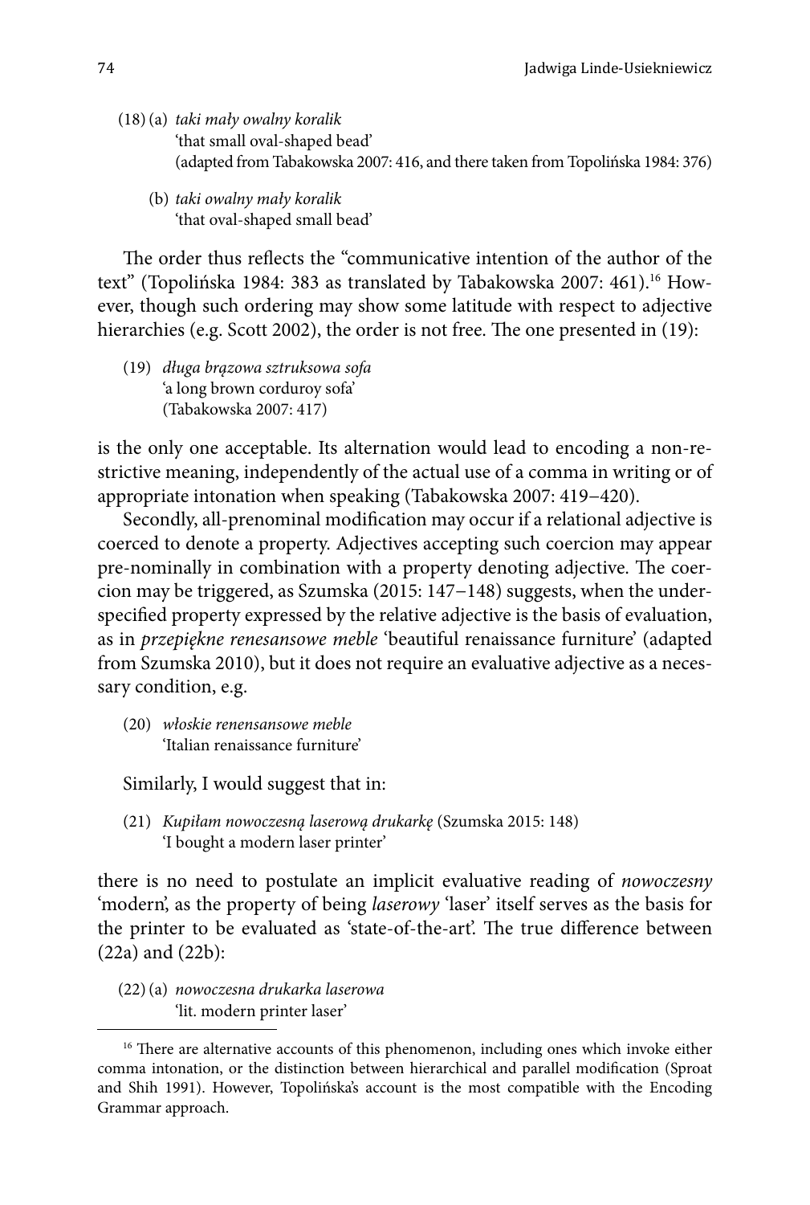(18) (a) *taki mały owalny koralik*
'that small oval-shaped bead'
(adapted from Tabakowska 2007: 416, and there taken from Topolińska 1984: 376)

(b) *taki owalny mały koralik*
'that oval-shaped small bead'

The order thus reflects the "communicative intention of the author of the text" (Topolińska 1984: 383 as translated by Tabakowska 2007: 461).[16] However, though such ordering may show some latitude with respect to adjective hierarchies (e.g. Scott 2002), the order is not free. The one presented in (19):

(19) *długa brązowa sztruksowa sofa*
'a long brown corduroy sofa'
(Tabakowska 2007: 417)

is the only one acceptable. Its alternation would lead to encoding a non-restrictive meaning, independently of the actual use of a comma in writing or of appropriate intonation when speaking (Tabakowska 2007: 419–420).

Secondly, all-prenominal modification may occur if a relational adjective is coerced to denote a property. Adjectives accepting such coercion may appear pre-nominally in combination with a property denoting adjective. The coercion may be triggered, as Szumska (2015: 147–148) suggests, when the underspecified property expressed by the relative adjective is the basis of evaluation, as in *przepiękne renesansowe meble* 'beautiful renaissance furniture' (adapted from Szumska 2010), but it does not require an evaluative adjective as a necessary condition, e.g.

(20) *włoskie renensansowe meble*
'Italian renaissance furniture'

Similarly, I would suggest that in:

(21) *Kupiłam nowoczesną laserową drukarkę* (Szumska 2015: 148)
'I bought a modern laser printer'

there is no need to postulate an implicit evaluative reading of *nowoczesny* 'modern', as the property of being *laserowy* 'laser' itself serves as the basis for the printer to be evaluated as 'state-of-the-art'. The true difference between (22a) and (22b):

(22) (a) *nowoczesna drukarka laserowa*
'lit. modern printer laser'

[16] There are alternative accounts of this phenomenon, including ones which invoke either comma intonation, or the distinction between hierarchical and parallel modification (Sproat and Shih 1991). However, Topolińska's account is the most compatible with the Encoding Grammar approach.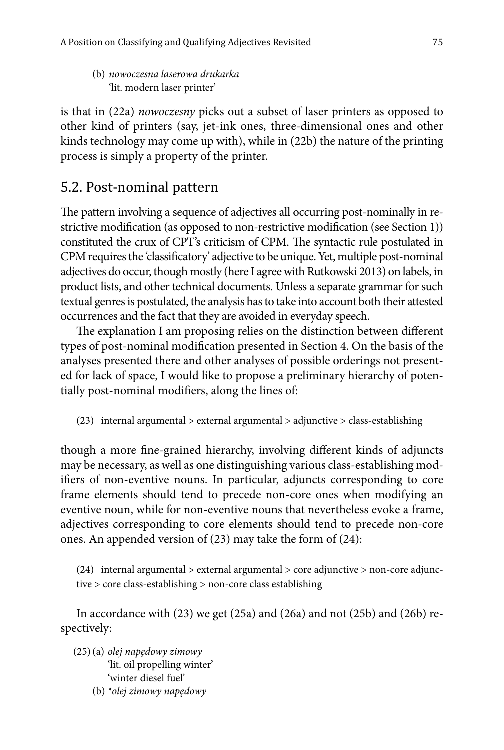(b) *nowoczesna laserowa drukarka*
'lit. modern laser printer'

is that in (22a) *nowoczesny* picks out a subset of laser printers as opposed to other kind of printers (say, jet-ink ones, three-dimensional ones and other kinds technology may come up with), while in (22b) the nature of the printing process is simply a property of the printer.

## 5.2. Post-nominal pattern

The pattern involving a sequence of adjectives all occurring post-nominally in restrictive modification (as opposed to non-restrictive modification (see Section 1)) constituted the crux of CPT's criticism of CPM. The syntactic rule postulated in CPM requires the 'classificatory' adjective to be unique. Yet, multiple post-nominal adjectives do occur, though mostly (here I agree with Rutkowski 2013) on labels, in product lists, and other technical documents. Unless a separate grammar for such textual genres is postulated, the analysis has to take into account both their attested occurrences and the fact that they are avoided in everyday speech.

The explanation I am proposing relies on the distinction between different types of post-nominal modification presented in Section 4. On the basis of the analyses presented there and other analyses of possible orderings not presented for lack of space, I would like to propose a preliminary hierarchy of potentially post-nominal modifiers, along the lines of:

(23) internal argumental > external argumental > adjunctive > class-establishing

though a more fine-grained hierarchy, involving different kinds of adjuncts may be necessary, as well as one distinguishing various class-establishing modifiers of non-eventive nouns. In particular, adjuncts corresponding to core frame elements should tend to precede non-core ones when modifying an eventive noun, while for non-eventive nouns that nevertheless evoke a frame, adjectives corresponding to core elements should tend to precede non-core ones. An appended version of (23) may take the form of (24):

(24) internal argumental > external argumental > core adjunctive > non-core adjunctive > core class-establishing > non-core class establishing

In accordance with (23) we get (25a) and (26a) and not (25b) and (26b) respectively:

(25) (a) *olej napędowy zimowy*
'lit. oil propelling winter'
'winter diesel fuel'
(b) **olej zimowy napędowy*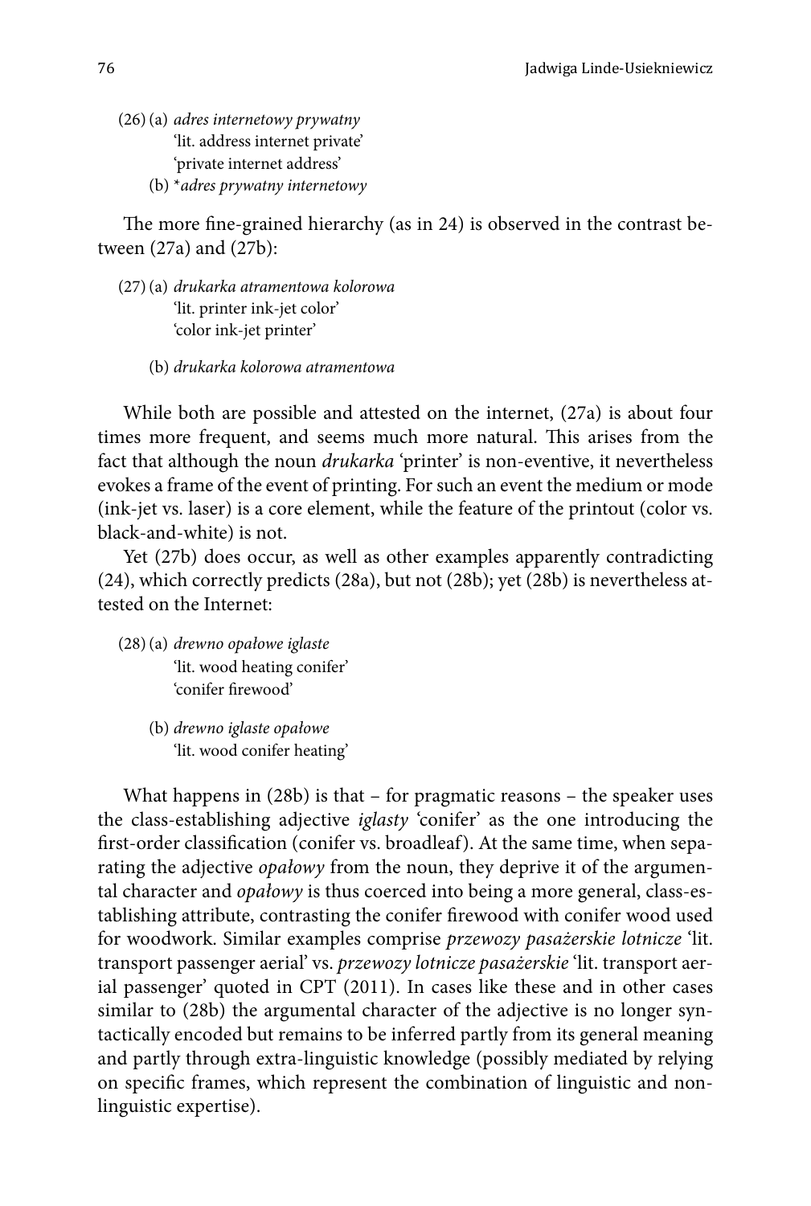(26) (a) *adres internetowy prywatny*
'lit. address internet private'
'private internet address'

(b) **adres prywatny internetowy*

The more fine-grained hierarchy (as in 24) is observed in the contrast between (27a) and (27b):

(27) (a) *drukarka atramentowa kolorowa*
'lit. printer ink-jet color'
'color ink-jet printer'

(b) *drukarka kolorowa atramentowa*

While both are possible and attested on the internet, (27a) is about four times more frequent, and seems much more natural. This arises from the fact that although the noun *drukarka* 'printer' is non-eventive, it nevertheless evokes a frame of the event of printing. For such an event the medium or mode (ink-jet vs. laser) is a core element, while the feature of the printout (color vs. black-and-white) is not.

Yet (27b) does occur, as well as other examples apparently contradicting (24), which correctly predicts (28a), but not (28b); yet (28b) is nevertheless attested on the Internet:

(28) (a) *drewno opałowe iglaste*
'lit. wood heating conifer'
'conifer firewood'

(b) *drewno iglaste opałowe*
'lit. wood conifer heating'

What happens in (28b) is that – for pragmatic reasons – the speaker uses the class-establishing adjective *iglasty* 'conifer' as the one introducing the first-order classification (conifer vs. broadleaf). At the same time, when separating the adjective *opałowy* from the noun, they deprive it of the argumental character and *opałowy* is thus coerced into being a more general, class-establishing attribute, contrasting the conifer firewood with conifer wood used for woodwork. Similar examples comprise *przewozy pasażerskie lotnicze* 'lit. transport passenger aerial' vs. *przewozy lotnicze pasażerskie* 'lit. transport aerial passenger' quoted in CPT (2011). In cases like these and in other cases similar to (28b) the argumental character of the adjective is no longer syntactically encoded but remains to be inferred partly from its general meaning and partly through extra-linguistic knowledge (possibly mediated by relying on specific frames, which represent the combination of linguistic and non-linguistic expertise).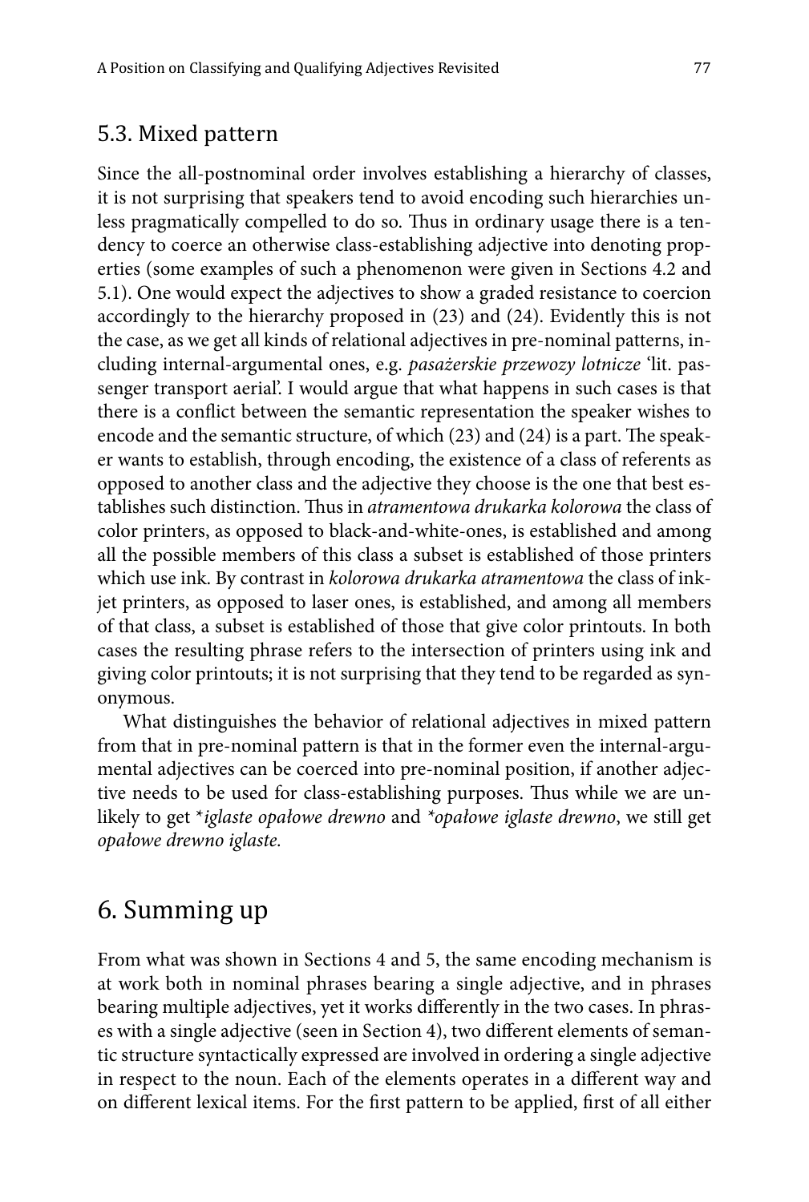## 5.3. Mixed pattern

Since the all-postnominal order involves establishing a hierarchy of classes, it is not surprising that speakers tend to avoid encoding such hierarchies unless pragmatically compelled to do so. Thus in ordinary usage there is a tendency to coerce an otherwise class-establishing adjective into denoting properties (some examples of such a phenomenon were given in Sections 4.2 and 5.1). One would expect the adjectives to show a graded resistance to coercion accordingly to the hierarchy proposed in (23) and (24). Evidently this is not the case, as we get all kinds of relational adjectives in pre-nominal patterns, including internal-argumental ones, e.g. *pasażerskie przewozy lotnicze* 'lit. passenger transport aerial'. I would argue that what happens in such cases is that there is a conflict between the semantic representation the speaker wishes to encode and the semantic structure, of which (23) and (24) is a part. The speaker wants to establish, through encoding, the existence of a class of referents as opposed to another class and the adjective they choose is the one that best establishes such distinction. Thus in *atramentowa drukarka kolorowa* the class of color printers, as opposed to black-and-white-ones, is established and among all the possible members of this class a subset is established of those printers which use ink. By contrast in *kolorowa drukarka atramentowa* the class of inkjet printers, as opposed to laser ones, is established, and among all members of that class, a subset is established of those that give color printouts. In both cases the resulting phrase refers to the intersection of printers using ink and giving color printouts; it is not surprising that they tend to be regarded as synonymous.

What distinguishes the behavior of relational adjectives in mixed pattern from that in pre-nominal pattern is that in the former even the internal-argumental adjectives can be coerced into pre-nominal position, if another adjective needs to be used for class-establishing purposes. Thus while we are unlikely to get **iglaste opałowe drewno* and **opałowe iglaste drewno*, we still get *opałowe drewno iglaste.*

# 6. Summing up

From what was shown in Sections 4 and 5, the same encoding mechanism is at work both in nominal phrases bearing a single adjective, and in phrases bearing multiple adjectives, yet it works differently in the two cases. In phrases with a single adjective (seen in Section 4), two different elements of semantic structure syntactically expressed are involved in ordering a single adjective in respect to the noun. Each of the elements operates in a different way and on different lexical items. For the first pattern to be applied, first of all either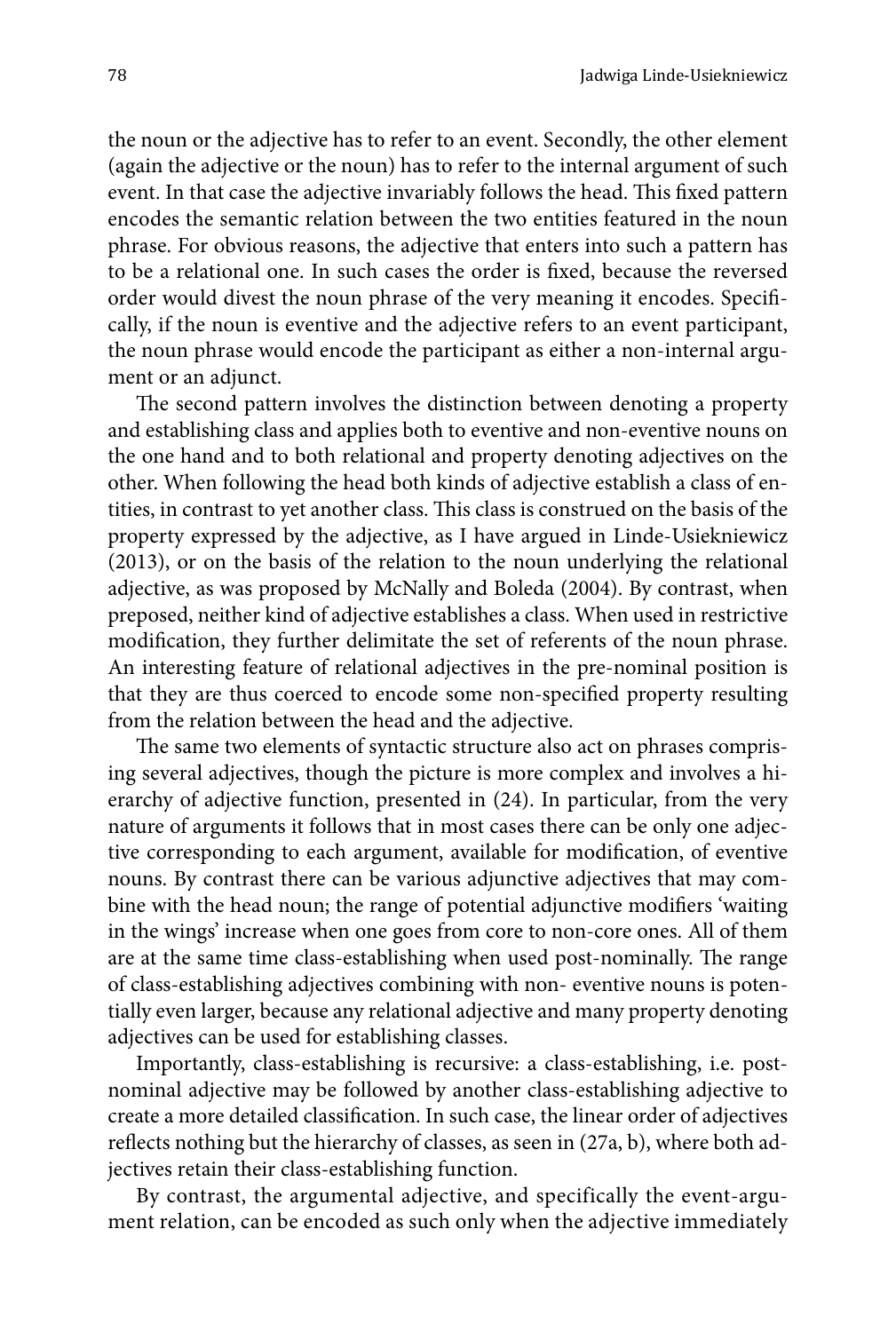the noun or the adjective has to refer to an event. Secondly, the other element (again the adjective or the noun) has to refer to the internal argument of such event. In that case the adjective invariably follows the head. This fixed pattern encodes the semantic relation between the two entities featured in the noun phrase. For obvious reasons, the adjective that enters into such a pattern has to be a relational one. In such cases the order is fixed, because the reversed order would divest the noun phrase of the very meaning it encodes. Specifically, if the noun is eventive and the adjective refers to an event participant, the noun phrase would encode the participant as either a non-internal argument or an adjunct.

The second pattern involves the distinction between denoting a property and establishing class and applies both to eventive and non-eventive nouns on the one hand and to both relational and property denoting adjectives on the other. When following the head both kinds of adjective establish a class of entities, in contrast to yet another class. This class is construed on the basis of the property expressed by the adjective, as I have argued in Linde-Usiekniewicz (2013), or on the basis of the relation to the noun underlying the relational adjective, as was proposed by McNally and Boleda (2004). By contrast, when preposed, neither kind of adjective establishes a class. When used in restrictive modification, they further delimitate the set of referents of the noun phrase. An interesting feature of relational adjectives in the pre-nominal position is that they are thus coerced to encode some non-specified property resulting from the relation between the head and the adjective.

The same two elements of syntactic structure also act on phrases comprising several adjectives, though the picture is more complex and involves a hierarchy of adjective function, presented in (24). In particular, from the very nature of arguments it follows that in most cases there can be only one adjective corresponding to each argument, available for modification, of eventive nouns. By contrast there can be various adjunctive adjectives that may combine with the head noun; the range of potential adjunctive modifiers 'waiting in the wings' increase when one goes from core to non-core ones. All of them are at the same time class-establishing when used post-nominally. The range of class-establishing adjectives combining with non- eventive nouns is potentially even larger, because any relational adjective and many property denoting adjectives can be used for establishing classes.

Importantly, class-establishing is recursive: a class-establishing, i.e. post-nominal adjective may be followed by another class-establishing adjective to create a more detailed classification. In such case, the linear order of adjectives reflects nothing but the hierarchy of classes, as seen in (27a, b), where both adjectives retain their class-establishing function.

By contrast, the argumental adjective, and specifically the event-argument relation, can be encoded as such only when the adjective immediately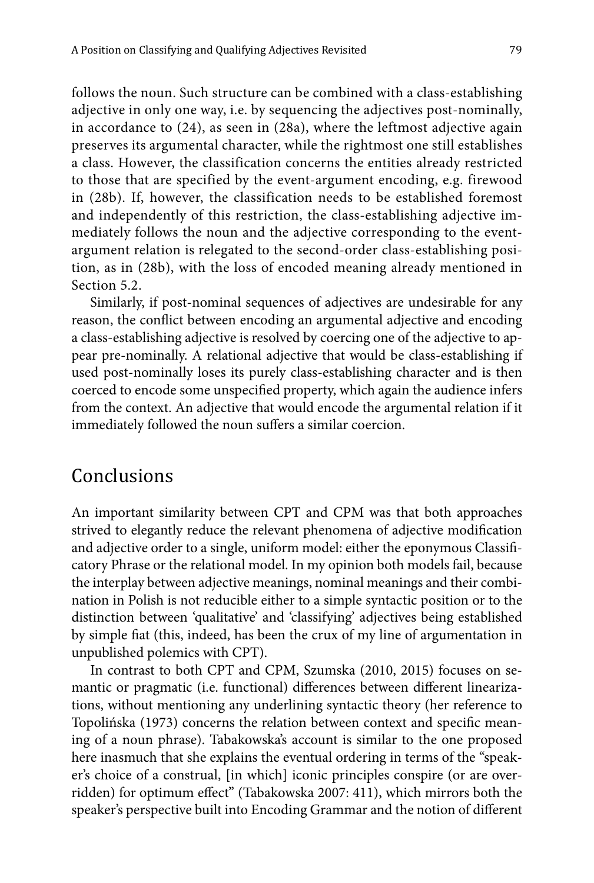follows the noun. Such structure can be combined with a class-establishing adjective in only one way, i.e. by sequencing the adjectives post-nominally, in accordance to (24), as seen in (28a), where the leftmost adjective again preserves its argumental character, while the rightmost one still establishes a class. However, the classification concerns the entities already restricted to those that are specified by the event-argument encoding, e.g. firewood in (28b). If, however, the classification needs to be established foremost and independently of this restriction, the class-establishing adjective immediately follows the noun and the adjective corresponding to the event-argument relation is relegated to the second-order class-establishing position, as in (28b), with the loss of encoded meaning already mentioned in Section 5.2.

Similarly, if post-nominal sequences of adjectives are undesirable for any reason, the conflict between encoding an argumental adjective and encoding a class-establishing adjective is resolved by coercing one of the adjective to appear pre-nominally. A relational adjective that would be class-establishing if used post-nominally loses its purely class-establishing character and is then coerced to encode some unspecified property, which again the audience infers from the context. An adjective that would encode the argumental relation if it immediately followed the noun suffers a similar coercion.

## Conclusions

An important similarity between CPT and CPM was that both approaches strived to elegantly reduce the relevant phenomena of adjective modification and adjective order to a single, uniform model: either the eponymous Classificatory Phrase or the relational model. In my opinion both models fail, because the interplay between adjective meanings, nominal meanings and their combination in Polish is not reducible either to a simple syntactic position or to the distinction between 'qualitative' and 'classifying' adjectives being established by simple fiat (this, indeed, has been the crux of my line of argumentation in unpublished polemics with CPT).

In contrast to both CPT and CPM, Szumska (2010, 2015) focuses on semantic or pragmatic (i.e. functional) differences between different linearizations, without mentioning any underlining syntactic theory (her reference to Topolińska (1973) concerns the relation between context and specific meaning of a noun phrase). Tabakowska's account is similar to the one proposed here inasmuch that she explains the eventual ordering in terms of the "speaker's choice of a construal, [in which] iconic principles conspire (or are overridden) for optimum effect" (Tabakowska 2007: 411), which mirrors both the speaker's perspective built into Encoding Grammar and the notion of different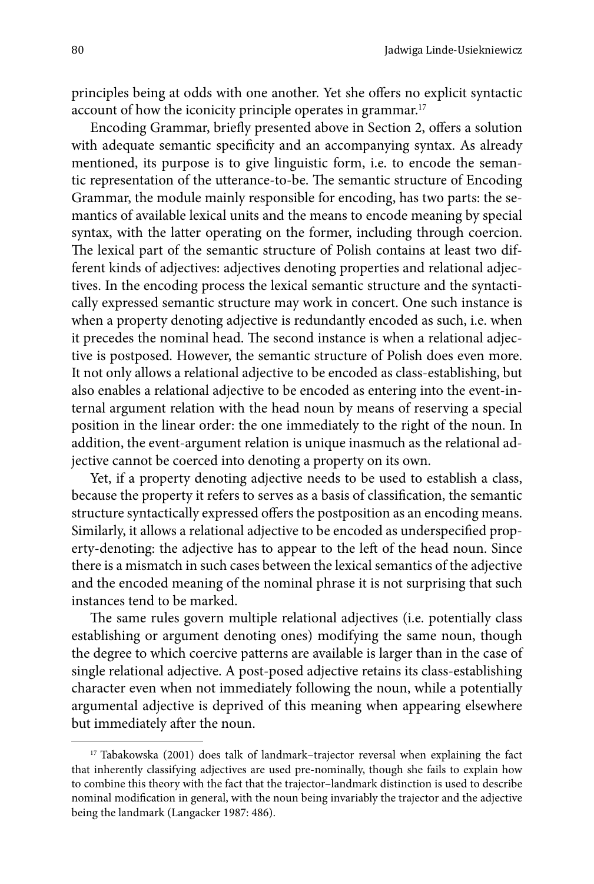principles being at odds with one another. Yet she offers no explicit syntactic account of how the iconicity principle operates in grammar.[17]

Encoding Grammar, briefly presented above in Section 2, offers a solution with adequate semantic specificity and an accompanying syntax. As already mentioned, its purpose is to give linguistic form, i.e. to encode the semantic representation of the utterance-to-be. The semantic structure of Encoding Grammar, the module mainly responsible for encoding, has two parts: the semantics of available lexical units and the means to encode meaning by special syntax, with the latter operating on the former, including through coercion. The lexical part of the semantic structure of Polish contains at least two different kinds of adjectives: adjectives denoting properties and relational adjectives. In the encoding process the lexical semantic structure and the syntactically expressed semantic structure may work in concert. One such instance is when a property denoting adjective is redundantly encoded as such, i.e. when it precedes the nominal head. The second instance is when a relational adjective is postposed. However, the semantic structure of Polish does even more. It not only allows a relational adjective to be encoded as class-establishing, but also enables a relational adjective to be encoded as entering into the event-internal argument relation with the head noun by means of reserving a special position in the linear order: the one immediately to the right of the noun. In addition, the event-argument relation is unique inasmuch as the relational adjective cannot be coerced into denoting a property on its own.

Yet, if a property denoting adjective needs to be used to establish a class, because the property it refers to serves as a basis of classification, the semantic structure syntactically expressed offers the postposition as an encoding means. Similarly, it allows a relational adjective to be encoded as underspecified property-denoting: the adjective has to appear to the left of the head noun. Since there is a mismatch in such cases between the lexical semantics of the adjective and the encoded meaning of the nominal phrase it is not surprising that such instances tend to be marked.

The same rules govern multiple relational adjectives (i.e. potentially class establishing or argument denoting ones) modifying the same noun, though the degree to which coercive patterns are available is larger than in the case of single relational adjective. A post-posed adjective retains its class-establishing character even when not immediately following the noun, while a potentially argumental adjective is deprived of this meaning when appearing elsewhere but immediately after the noun.

[17] Tabakowska (2001) does talk of landmark–trajector reversal when explaining the fact that inherently classifying adjectives are used pre-nominally, though she fails to explain how to combine this theory with the fact that the trajector–landmark distinction is used to describe nominal modification in general, with the noun being invariably the trajector and the adjective being the landmark (Langacker 1987: 486).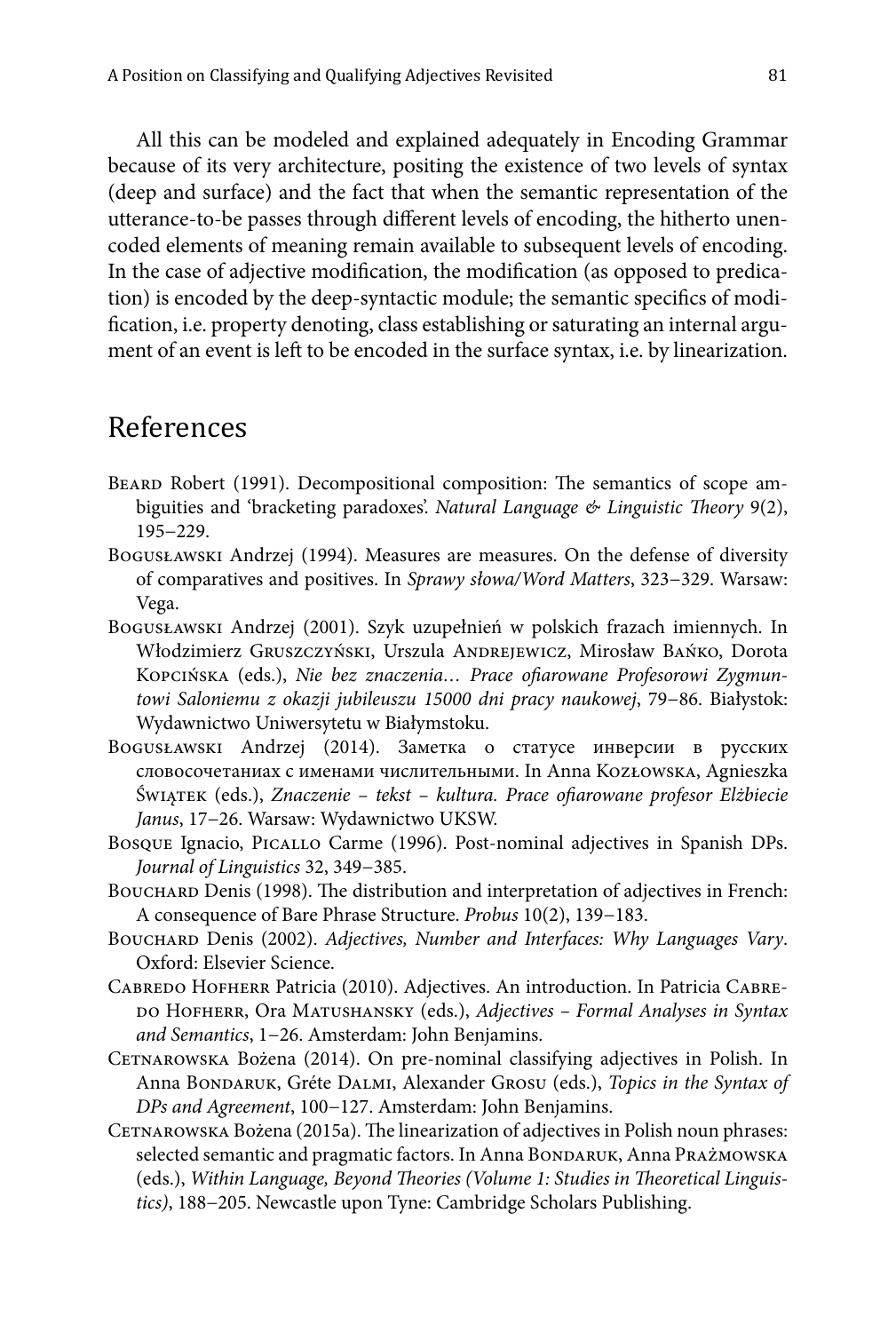All this can be modeled and explained adequately in Encoding Grammar because of its very architecture, positing the existence of two levels of syntax (deep and surface) and the fact that when the semantic representation of the utterance-to-be passes through different levels of encoding, the hitherto unencoded elements of meaning remain available to subsequent levels of encoding. In the case of adjective modification, the modification (as opposed to predication) is encoded by the deep-syntactic module; the semantic specifics of modification, i.e. property denoting, class establishing or saturating an internal argument of an event is left to be encoded in the surface syntax, i.e. by linearization.

## References

Beard Robert (1991). Decompositional composition: The semantics of scope ambiguities and 'bracketing paradoxes'. *Natural Language & Linguistic Theory* 9(2), 195–229.

Bogusławski Andrzej (1994). Measures are measures. On the defense of diversity of comparatives and positives. In *Sprawy słowa/Word Matters*, 323–329. Warsaw: Vega.

Bogusławski Andrzej (2001). Szyk uzupełnień w polskich frazach imiennych. In Włodzimierz Gruszczyński, Urszula Andrejewicz, Mirosław Bańko, Dorota Kopcińska (eds.), *Nie bez znaczenia… Prace ofiarowane Profesorowi Zygmuntowi Saloniemu z okazji jubileuszu 15000 dni pracy naukowej*, 79–86. Białystok: Wydawnictwo Uniwersytetu w Białymstoku.

Bogusławski Andrzej (2014). Заметка о статусе инверсии в русских словосочетаниах с именами числительными. In Anna Kozłowska, Agnieszka Świątek (eds.), *Znaczenie – tekst – kultura. Prace ofiarowane profesor Elżbiecie Janus*, 17–26. Warsaw: Wydawnictwo UKSW.

Bosque Ignacio, Picallo Carme (1996). Post-nominal adjectives in Spanish DPs. *Journal of Linguistics* 32, 349–385.

Bouchard Denis (1998). The distribution and interpretation of adjectives in French: A consequence of Bare Phrase Structure. *Probus* 10(2), 139–183.

Bouchard Denis (2002). *Adjectives, Number and Interfaces: Why Languages Vary*. Oxford: Elsevier Science.

Cabredo Hofherr Patricia (2010). Adjectives. An introduction. In Patricia Cabredo Hofherr, Ora Matushansky (eds.), *Adjectives – Formal Analyses in Syntax and Semantics*, 1–26. Amsterdam: John Benjamins.

Cetnarowska Bożena (2014). On pre-nominal classifying adjectives in Polish. In Anna Bondaruk, Gréte Dalmi, Alexander Grosu (eds.), *Topics in the Syntax of DPs and Agreement*, 100–127. Amsterdam: John Benjamins.

Cetnarowska Bożena (2015a). The linearization of adjectives in Polish noun phrases: selected semantic and pragmatic factors. In Anna Bondaruk, Anna Prażmowska (eds.), *Within Language, Beyond Theories (Volume 1: Studies in Theoretical Linguistics)*, 188–205. Newcastle upon Tyne: Cambridge Scholars Publishing.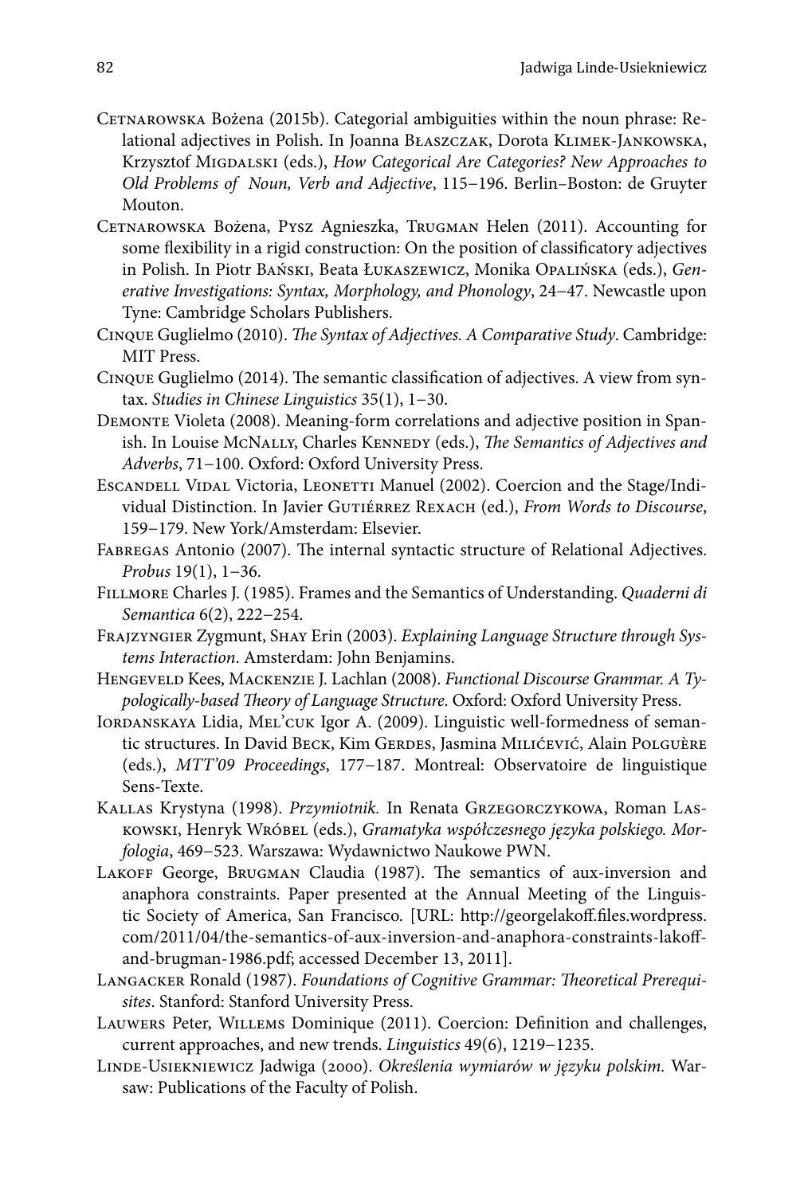Cetnarowska Bożena (2015b). Categorial ambiguities within the noun phrase: Relational adjectives in Polish. In Joanna Błaszczak, Dorota Klimek-Jankowska, Krzysztof Migdalski (eds.), *How Categorical Are Categories? New Approaches to Old Problems of Noun, Verb and Adjective*, 115–196. Berlin–Boston: de Gruyter Mouton.

Cetnarowska Bożena, Pysz Agnieszka, Trugman Helen (2011). Accounting for some flexibility in a rigid construction: On the position of classificatory adjectives in Polish. In Piotr Bański, Beata Łukaszewicz, Monika Opalińska (eds.), *Generative Investigations: Syntax, Morphology, and Phonology*, 24–47. Newcastle upon Tyne: Cambridge Scholars Publishers.

Cinque Guglielmo (2010). *The Syntax of Adjectives. A Comparative Study*. Cambridge: MIT Press.

Cinque Guglielmo (2014). The semantic classification of adjectives. A view from syntax. *Studies in Chinese Linguistics* 35(1), 1–30.

Demonte Violeta (2008). Meaning-form correlations and adjective position in Spanish. In Louise McNally, Charles Kennedy (eds.), *The Semantics of Adjectives and Adverbs*, 71–100. Oxford: Oxford University Press.

Escandell Vidal Victoria, Leonetti Manuel (2002). Coercion and the Stage/Individual Distinction. In Javier Gutiérrez Rexach (ed.), *From Words to Discourse*, 159–179. New York/Amsterdam: Elsevier.

Fabregas Antonio (2007). The internal syntactic structure of Relational Adjectives. *Probus* 19(1), 1–36.

Fillmore Charles J. (1985). Frames and the Semantics of Understanding. *Quaderni di Semantica* 6(2), 222–254.

Frajzyngier Zygmunt, Shay Erin (2003). *Explaining Language Structure through Systems Interaction*. Amsterdam: John Benjamins.

Hengeveld Kees, Mackenzie J. Lachlan (2008). *Functional Discourse Grammar. A Typologically-based Theory of Language Structure*. Oxford: Oxford University Press.

Iordanskaya Lidia, Mel'cuk Igor A. (2009). Linguistic well-formedness of semantic structures. In David Beck, Kim Gerdes, Jasmina Milićević, Alain Polguère (eds.), *MTT'09 Proceedings*, 177–187. Montreal: Observatoire de linguistique Sens-Texte.

Kallas Krystyna (1998). *Przymiotnik.* In Renata Grzegorczykowa, Roman Laskowski, Henryk Wróbel (eds.), *Gramatyka współczesnego języka polskiego. Morfologia*, 469–523. Warszawa: Wydawnictwo Naukowe PWN.

Lakoff George, Brugman Claudia (1987). The semantics of aux-inversion and anaphora constraints. Paper presented at the Annual Meeting of the Linguistic Society of America, San Francisco. [URL: http://georgelakoff.files.wordpress.com/2011/04/the-semantics-of-aux-inversion-and-anaphora-constraints-lakoff-and-brugman-1986.pdf; accessed December 13, 2011].

Langacker Ronald (1987). *Foundations of Cognitive Grammar: Theoretical Prerequisites*. Stanford: Stanford University Press.

Lauwers Peter, Willems Dominique (2011). Coercion: Definition and challenges, current approaches, and new trends. *Linguistics* 49(6), 1219–1235.

Linde-Usiekniewicz Jadwiga (2000). *Określenia wymiarów w języku polskim.* Warsaw: Publications of the Faculty of Polish.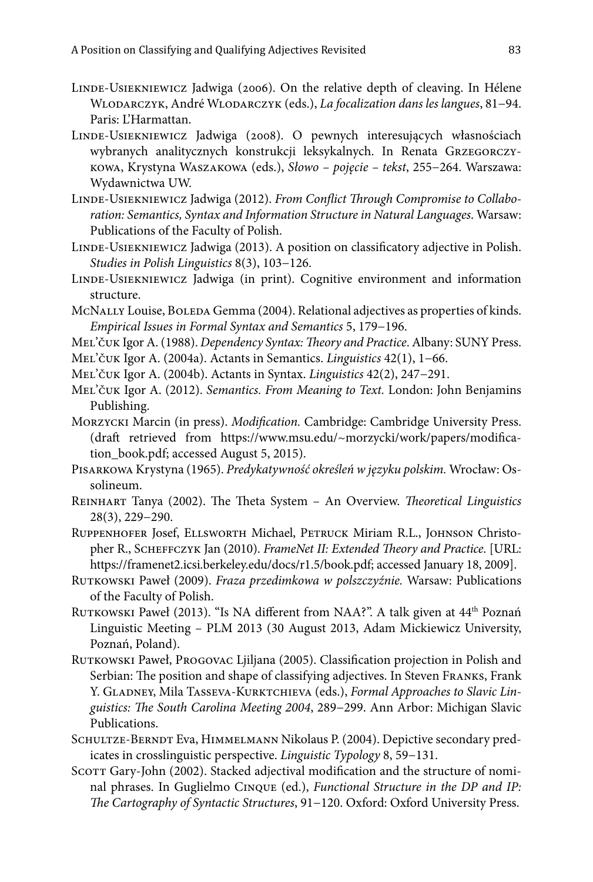Linde-Usiekniewicz Jadwiga (2006). On the relative depth of cleaving. In Hélene Wlodarczyk, André Wlodarczyk (eds.), *La focalization dans les langues*, 81–94. Paris: L'Harmattan.

Linde-Usiekniewicz Jadwiga (2008). O pewnych interesujących własnościach wybranych analitycznych konstrukcji leksykalnych. In Renata Grzegorczykowa, Krystyna Waszakowa (eds.), *Słowo – pojęcie – tekst*, 255–264. Warszawa: Wydawnictwa UW.

Linde-Usiekniewicz Jadwiga (2012). *From Conflict Through Compromise to Collaboration: Semantics, Syntax and Information Structure in Natural Languages*. Warsaw: Publications of the Faculty of Polish.

Linde-Usiekniewicz Jadwiga (2013). A position on classificatory adjective in Polish. *Studies in Polish Linguistics* 8(3), 103–126.

Linde-Usiekniewicz Jadwiga (in print). Cognitive environment and information structure.

McNally Louise, Boleda Gemma (2004). Relational adjectives as properties of kinds. *Empirical Issues in Formal Syntax and Semantics* 5, 179–196.

Mel'čuk Igor A. (1988). *Dependency Syntax: Theory and Practice*. Albany: SUNY Press.

Mel'čuk Igor A. (2004a). Actants in Semantics. *Linguistics* 42(1), 1–66.

Mel'čuk Igor A. (2004b). Actants in Syntax. *Linguistics* 42(2), 247–291.

Mel'čuk Igor A. (2012). *Semantics. From Meaning to Text.* London: John Benjamins Publishing.

Morzycki Marcin (in press). *Modification.* Cambridge: Cambridge University Press. (draft retrieved from https://www.msu.edu/~morzycki/work/papers/modification_book.pdf; accessed August 5, 2015).

Pisarkowa Krystyna (1965). *Predykatywność określeń w języku polskim.* Wrocław: Ossolineum.

Reinhart Tanya (2002). The Theta System – An Overview. *Theoretical Linguistics* 28(3), 229–290.

Ruppenhofer Josef, Ellsworth Michael, Petruck Miriam R.L., Johnson Christopher R., Scheffczyk Jan (2010). *FrameNet II: Extended Theory and Practice*. [URL: https://framenet2.icsi.berkeley.edu/docs/r1.5/book.pdf; accessed January 18, 2009].

Rutkowski Paweł (2009). *Fraza przedimkowa w polszczyźnie.* Warsaw: Publications of the Faculty of Polish.

Rutkowski Paweł (2013). "Is NA different from NAA?". A talk given at 44th Poznań Linguistic Meeting – PLM 2013 (30 August 2013, Adam Mickiewicz University, Poznań, Poland).

Rutkowski Paweł, Progovac Ljiljana (2005). Classification projection in Polish and Serbian: The position and shape of classifying adjectives. In Steven Franks, Frank Y. Gladney, Mila Tasseva-Kurktchieva (eds.), *Formal Approaches to Slavic Linguistics: The South Carolina Meeting 2004*, 289–299. Ann Arbor: Michigan Slavic Publications.

Schultze-Berndt Eva, Himmelmann Nikolaus P. (2004). Depictive secondary predicates in crosslinguistic perspective. *Linguistic Typology* 8, 59–131.

Scott Gary-John (2002). Stacked adjectival modification and the structure of nominal phrases. In Guglielmo Cinque (ed.), *Functional Structure in the DP and IP: The Cartography of Syntactic Structures*, 91–120. Oxford: Oxford University Press.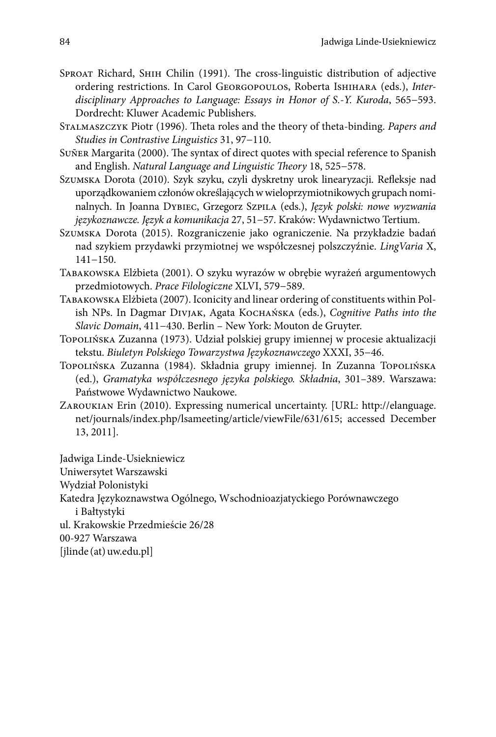Sproat Richard, Shih Chilin (1991). The cross-linguistic distribution of adjective ordering restrictions. In Carol Georgopoulos, Roberta Ishihara (eds.), *Interdisciplinary Approaches to Language: Essays in Honor of S.-Y. Kuroda*, 565–593. Dordrecht: Kluwer Academic Publishers.

Stalmaszczyk Piotr (1996). Theta roles and the theory of theta-binding. *Papers and Studies in Contrastive Linguistics* 31, 97–110.

Suñer Margarita (2000). The syntax of direct quotes with special reference to Spanish and English. *Natural Language and Linguistic Theory* 18, 525–578.

Szumska Dorota (2010). Szyk szyku, czyli dyskretny urok linearyzacji. Refleksje nad uporządkowaniem członów określających w wieloprzymiotnikowych grupach nominalnych. In Joanna Dybiec, Grzegorz Szpila (eds.), *Język polski: nowe wyzwania językoznawcze. Język a komunikacja* 27, 51–57. Kraków: Wydawnictwo Tertium.

Szumska Dorota (2015). Rozgraniczenie jako ograniczenie. Na przykładzie badań nad szykiem przydawki przymiotnej we współczesnej polszczyźnie. *LingVaria* X, 141–150.

Tabakowska Elżbieta (2001). O szyku wyrazów w obrębie wyrażeń argumentowych przedmiotowych. *Prace Filologiczne* XLVI, 579–589.

Tabakowska Elżbieta (2007). Iconicity and linear ordering of constituents within Polish NPs. In Dagmar Divjak, Agata Kochańska (eds.), *Cognitive Paths into the Slavic Domain*, 411–430. Berlin – New York: Mouton de Gruyter.

Topolińska Zuzanna (1973). Udział polskiej grupy imiennej w procesie aktualizacji tekstu. *Biuletyn Polskiego Towarzystwa Językoznawczego* XXXI, 35–46.

Topolińska Zuzanna (1984). Składnia grupy imiennej. In Zuzanna Topolińska (ed.), *Gramatyka współczesnego języka polskiego. Składnia*, 301–389. Warszawa: Państwowe Wydawnictwo Naukowe.

Zaroukian Erin (2010). Expressing numerical uncertainty. [URL: http://elanguage.net/journals/index.php/lsameeting/article/viewFile/631/615; accessed December 13, 2011].

Jadwiga Linde-Usiekniewicz
Uniwersytet Warszawski
Wydział Polonistyki
Katedra Językoznawstwa Ogólnego, Wschodnioazjatyckiego Porównawczego i Bałtystyki
ul. Krakowskie Przedmieście 26/28
00-927 Warszawa
[jlinde (at) uw.edu.pl]